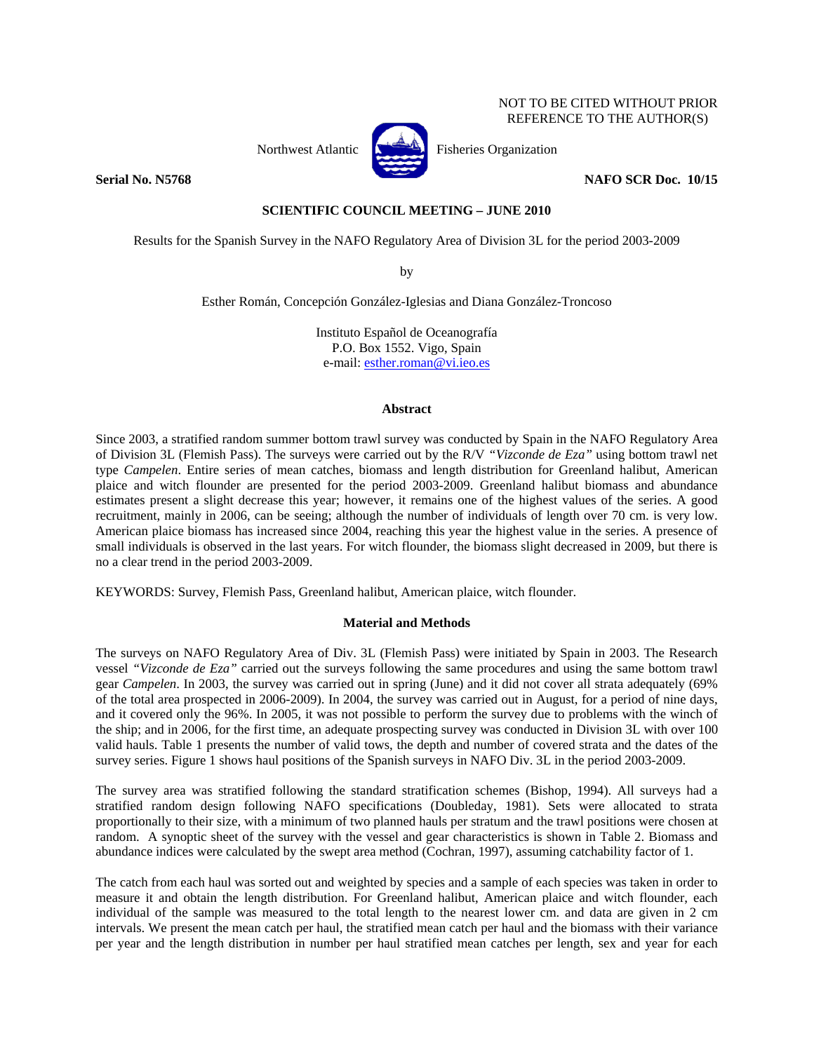NOT TO BE CITED WITHOUT PRIOR REFERENCE TO THE AUTHOR(S)

Northwest Atlantic Fisheries Organization

**Serial No. N5768** **NAFO SCR Doc. 10/15**

**SCIENTIFIC COUNCIL MEETING – JUNE 2010**

Results for the Spanish Survey in the NAFO Regulatory Area of Division 3L for the period 2003-2009

by

Esther Román, Concepción González-Iglesias and Diana González-Troncoso

Instituto Español de Oceanografía
P.O. Box 1552. Vigo, Spain
e-mail: esther.roman@vi.ieo.es

## Abstract

Since 2003, a stratified random summer bottom trawl survey was conducted by Spain in the NAFO Regulatory Area of Division 3L (Flemish Pass). The surveys were carried out by the R/V *"Vizconde de Eza"* using bottom trawl net type *Campelen*. Entire series of mean catches, biomass and length distribution for Greenland halibut, American plaice and witch flounder are presented for the period 2003-2009. Greenland halibut biomass and abundance estimates present a slight decrease this year; however, it remains one of the highest values of the series. A good recruitment, mainly in 2006, can be seeing; although the number of individuals of length over 70 cm. is very low. American plaice biomass has increased since 2004, reaching this year the highest value in the series. A presence of small individuals is observed in the last years. For witch flounder, the biomass slight decreased in 2009, but there is no a clear trend in the period 2003-2009.

KEYWORDS: Survey, Flemish Pass, Greenland halibut, American plaice, witch flounder.

## Material and Methods

The surveys on NAFO Regulatory Area of Div. 3L (Flemish Pass) were initiated by Spain in 2003. The Research vessel *"Vizconde de Eza"* carried out the surveys following the same procedures and using the same bottom trawl gear *Campelen*. In 2003, the survey was carried out in spring (June) and it did not cover all strata adequately (69% of the total area prospected in 2006-2009). In 2004, the survey was carried out in August, for a period of nine days, and it covered only the 96%. In 2005, it was not possible to perform the survey due to problems with the winch of the ship; and in 2006, for the first time, an adequate prospecting survey was conducted in Division 3L with over 100 valid hauls. Table 1 presents the number of valid tows, the depth and number of covered strata and the dates of the survey series. Figure 1 shows haul positions of the Spanish surveys in NAFO Div. 3L in the period 2003-2009.

The survey area was stratified following the standard stratification schemes (Bishop, 1994). All surveys had a stratified random design following NAFO specifications (Doubleday, 1981). Sets were allocated to strata proportionally to their size, with a minimum of two planned hauls per stratum and the trawl positions were chosen at random. A synoptic sheet of the survey with the vessel and gear characteristics is shown in Table 2. Biomass and abundance indices were calculated by the swept area method (Cochran, 1997), assuming catchability factor of 1.

The catch from each haul was sorted out and weighted by species and a sample of each species was taken in order to measure it and obtain the length distribution. For Greenland halibut, American plaice and witch flounder, each individual of the sample was measured to the total length to the nearest lower cm. and data are given in 2 cm intervals. We present the mean catch per haul, the stratified mean catch per haul and the biomass with their variance per year and the length distribution in number per haul stratified mean catches per length, sex and year for each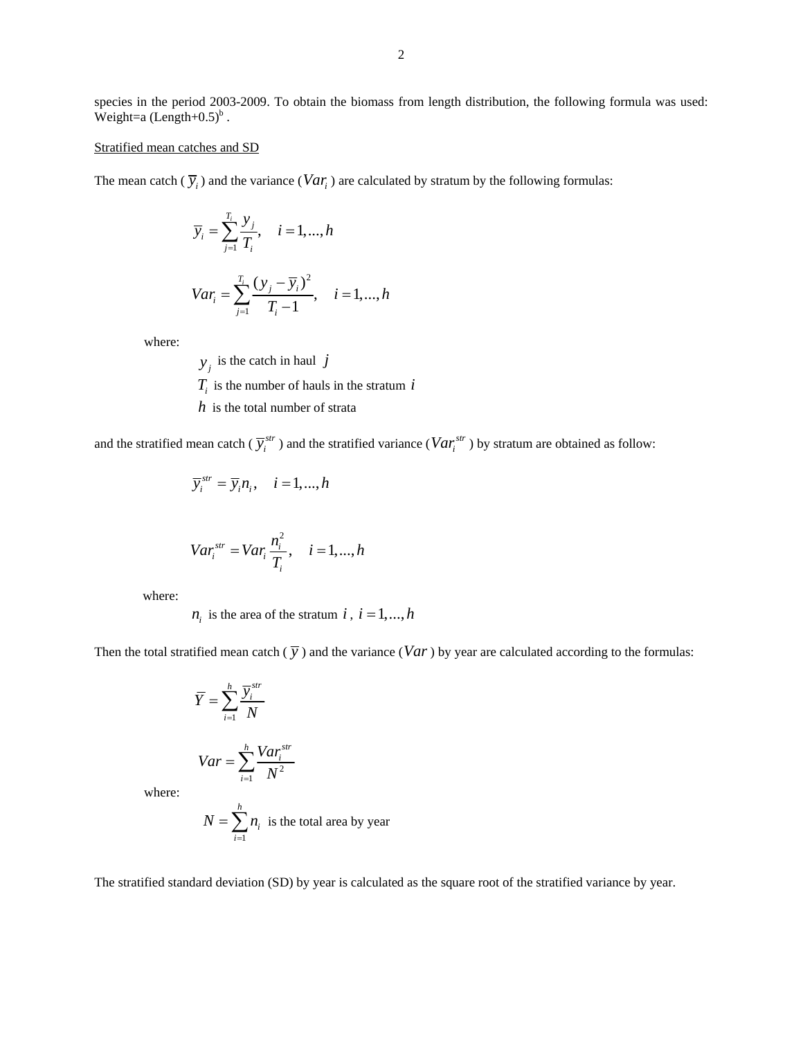species in the period 2003-2009. To obtain the biomass from length distribution, the following formula was used: Weight=a (Length+0.5)$^b$ .

Stratified mean catches and SD

The mean catch ( $\overline{y}_i$ ) and the variance ($Var_i$ ) are calculated by stratum by the following formulas:

$$\overline{y}_i = \sum_{j=1}^{T_i} \frac{y_j}{T_i}, \quad i = 1, ..., h$$

$$Var_i = \sum_{j=1}^{T_i} \frac{(y_j - \overline{y}_i)^2}{T_i - 1}, \quad i = 1, ..., h$$

where:

$y_j$ is the catch in haul $j$

$T_i$ is the number of hauls in the stratum $i$

$h$ is the total number of strata

and the stratified mean catch ( $\overline{y}_i^{str}$ ) and the stratified variance ($Var_i^{str}$ ) by stratum are obtained as follow:

$$\overline{y}_i^{str} = \overline{y}_i n_i, \quad i = 1, ..., h$$

$$Var_i^{str} = Var_i \frac{n_i^2}{T_i}, \quad i = 1, ..., h$$

where:

$n_i$ is the area of the stratum $i$ , $i = 1, ..., h$

Then the total stratified mean catch ( $\overline{y}$ ) and the variance ($Var$ ) by year are calculated according to the formulas:

$$\overline{Y} = \sum_{i=1}^{h} \frac{\overline{y}_i^{str}}{N}$$

$$Var = \sum_{i=1}^{h} \frac{Var_i^{str}}{N^2}$$

where:

$N = \sum_{i=1}^{h} n_i$ is the total area by year

The stratified standard deviation (SD) by year is calculated as the square root of the stratified variance by year.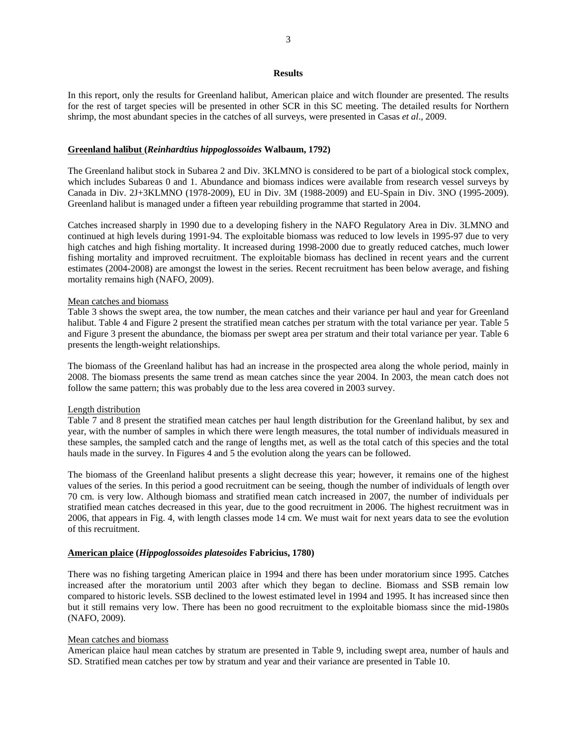## Results

In this report, only the results for Greenland halibut, American plaice and witch flounder are presented. The results for the rest of target species will be presented in other SCR in this SC meeting. The detailed results for Northern shrimp, the most abundant species in the catches of all surveys, were presented in Casas *et al*., 2009.

### Greenland halibut (*Reinhardtius hippoglossoides* Walbaum, 1792)

The Greenland halibut stock in Subarea 2 and Div. 3KLMNO is considered to be part of a biological stock complex, which includes Subareas 0 and 1. Abundance and biomass indices were available from research vessel surveys by Canada in Div. 2J+3KLMNO (1978-2009), EU in Div. 3M (1988-2009) and EU-Spain in Div. 3NO (1995-2009). Greenland halibut is managed under a fifteen year rebuilding programme that started in 2004.

Catches increased sharply in 1990 due to a developing fishery in the NAFO Regulatory Area in Div. 3LMNO and continued at high levels during 1991-94. The exploitable biomass was reduced to low levels in 1995-97 due to very high catches and high fishing mortality. It increased during 1998-2000 due to greatly reduced catches, much lower fishing mortality and improved recruitment. The exploitable biomass has declined in recent years and the current estimates (2004-2008) are amongst the lowest in the series. Recent recruitment has been below average, and fishing mortality remains high (NAFO, 2009).

#### Mean catches and biomass

Table 3 shows the swept area, the tow number, the mean catches and their variance per haul and year for Greenland halibut. Table 4 and Figure 2 present the stratified mean catches per stratum with the total variance per year. Table 5 and Figure 3 present the abundance, the biomass per swept area per stratum and their total variance per year. Table 6 presents the length-weight relationships.

The biomass of the Greenland halibut has had an increase in the prospected area along the whole period, mainly in 2008. The biomass presents the same trend as mean catches since the year 2004. In 2003, the mean catch does not follow the same pattern; this was probably due to the less area covered in 2003 survey.

#### Length distribution

Table 7 and 8 present the stratified mean catches per haul length distribution for the Greenland halibut, by sex and year, with the number of samples in which there were length measures, the total number of individuals measured in these samples, the sampled catch and the range of lengths met, as well as the total catch of this species and the total hauls made in the survey. In Figures 4 and 5 the evolution along the years can be followed.

The biomass of the Greenland halibut presents a slight decrease this year; however, it remains one of the highest values of the series. In this period a good recruitment can be seeing, though the number of individuals of length over 70 cm. is very low. Although biomass and stratified mean catch increased in 2007, the number of individuals per stratified mean catches decreased in this year, due to the good recruitment in 2006. The highest recruitment was in 2006, that appears in Fig. 4, with length classes mode 14 cm. We must wait for next years data to see the evolution of this recruitment.

### American plaice (*Hippoglossoides platesoides* Fabricius, 1780)

There was no fishing targeting American plaice in 1994 and there has been under moratorium since 1995. Catches increased after the moratorium until 2003 after which they began to decline. Biomass and SSB remain low compared to historic levels. SSB declined to the lowest estimated level in 1994 and 1995. It has increased since then but it still remains very low. There has been no good recruitment to the exploitable biomass since the mid-1980s (NAFO, 2009).

#### Mean catches and biomass

American plaice haul mean catches by stratum are presented in Table 9, including swept area, number of hauls and SD. Stratified mean catches per tow by stratum and year and their variance are presented in Table 10.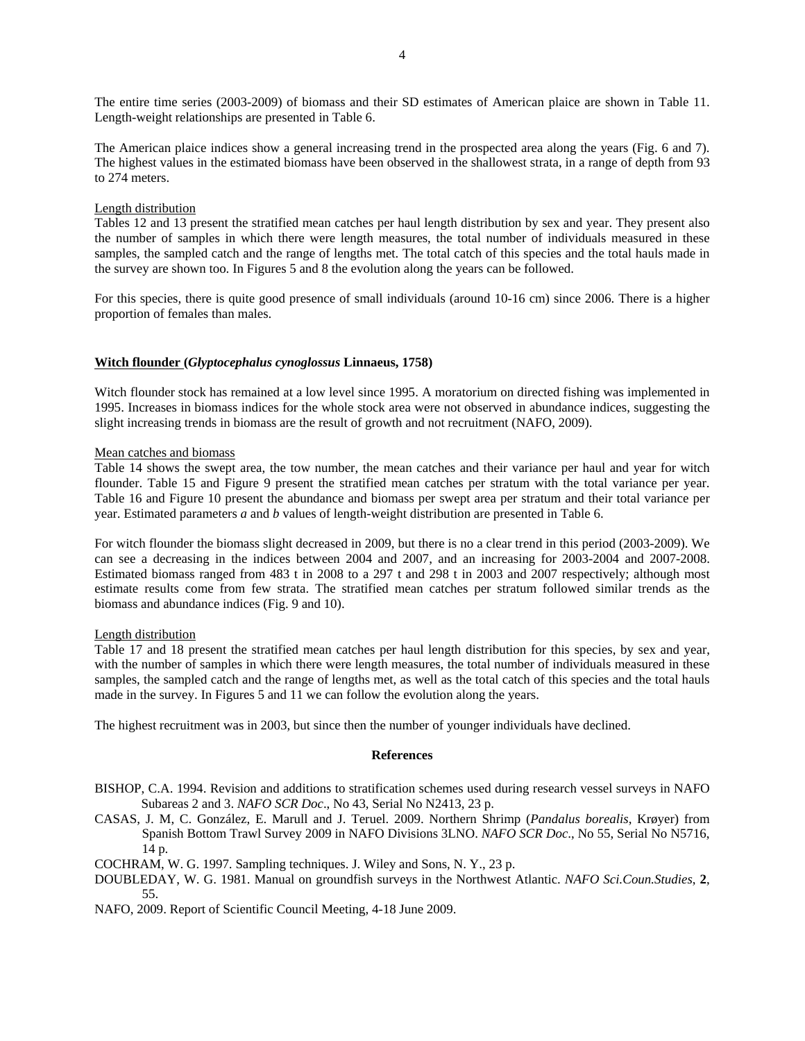The entire time series (2003-2009) of biomass and their SD estimates of American plaice are shown in Table 11. Length-weight relationships are presented in Table 6.

The American plaice indices show a general increasing trend in the prospected area along the years (Fig. 6 and 7). The highest values in the estimated biomass have been observed in the shallowest strata, in a range of depth from 93 to 274 meters.

Length distribution

Tables 12 and 13 present the stratified mean catches per haul length distribution by sex and year. They present also the number of samples in which there were length measures, the total number of individuals measured in these samples, the sampled catch and the range of lengths met. The total catch of this species and the total hauls made in the survey are shown too. In Figures 5 and 8 the evolution along the years can be followed.

For this species, there is quite good presence of small individuals (around 10-16 cm) since 2006. There is a higher proportion of females than males.

### Witch flounder (*Glyptocephalus cynoglossus* Linnaeus, 1758)

Witch flounder stock has remained at a low level since 1995. A moratorium on directed fishing was implemented in 1995. Increases in biomass indices for the whole stock area were not observed in abundance indices, suggesting the slight increasing trends in biomass are the result of growth and not recruitment (NAFO, 2009).

Mean catches and biomass

Table 14 shows the swept area, the tow number, the mean catches and their variance per haul and year for witch flounder. Table 15 and Figure 9 present the stratified mean catches per stratum with the total variance per year. Table 16 and Figure 10 present the abundance and biomass per swept area per stratum and their total variance per year. Estimated parameters *a* and *b* values of length-weight distribution are presented in Table 6.

For witch flounder the biomass slight decreased in 2009, but there is no a clear trend in this period (2003-2009). We can see a decreasing in the indices between 2004 and 2007, and an increasing for 2003-2004 and 2007-2008. Estimated biomass ranged from 483 t in 2008 to a 297 t and 298 t in 2003 and 2007 respectively; although most estimate results come from few strata. The stratified mean catches per stratum followed similar trends as the biomass and abundance indices (Fig. 9 and 10).

Length distribution

Table 17 and 18 present the stratified mean catches per haul length distribution for this species, by sex and year, with the number of samples in which there were length measures, the total number of individuals measured in these samples, the sampled catch and the range of lengths met, as well as the total catch of this species and the total hauls made in the survey. In Figures 5 and 11 we can follow the evolution along the years.

The highest recruitment was in 2003, but since then the number of younger individuals have declined.

## References

BISHOP, C.A. 1994. Revision and additions to stratification schemes used during research vessel surveys in NAFO Subareas 2 and 3. *NAFO SCR Doc*., No 43, Serial No N2413, 23 p.

CASAS, J. M, C. González, E. Marull and J. Teruel. 2009. Northern Shrimp (*Pandalus borealis*, Krøyer) from Spanish Bottom Trawl Survey 2009 in NAFO Divisions 3LNO. *NAFO SCR Doc*., No 55, Serial No N5716, 14 p.

COCHRAM, W. G. 1997. Sampling techniques. J. Wiley and Sons, N. Y., 23 p.

DOUBLEDAY, W. G. 1981. Manual on groundfish surveys in the Northwest Atlantic. *NAFO Sci.Coun.Studies*, **2**, 55.

NAFO, 2009. Report of Scientific Council Meeting, 4-18 June 2009.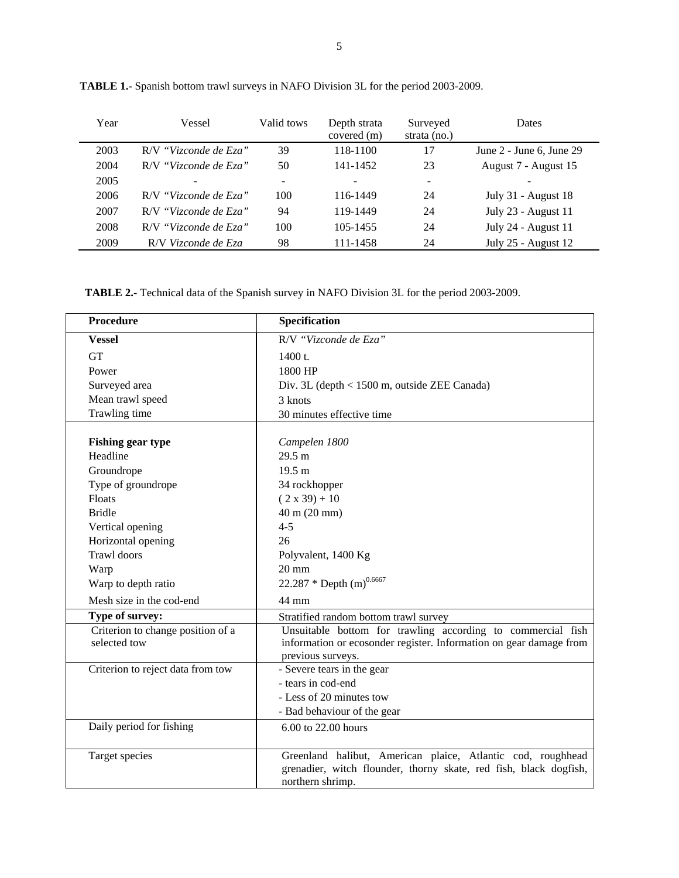**TABLE 1.-** Spanish bottom trawl surveys in NAFO Division 3L for the period 2003-2009.

| Year | Vessel | Valid tows | Depth strata covered (m) | Surveyed strata (no.) | Dates |
|---|---|---|---|---|---|
| 2003 | R/V *“Vizconde de Eza”* | 39 | 118-1100 | 17 | June 2 - June 6, June 29 |
| 2004 | R/V *“Vizconde de Eza”* | 50 | 141-1452 | 23 | August 7 - August 15 |
| 2005 | - | - | - | - | - |
| 2006 | R/V *“Vizconde de Eza”* | 100 | 116-1449 | 24 | July 31 - August 18 |
| 2007 | R/V *“Vizconde de Eza”* | 94 | 119-1449 | 24 | July 23 - August 11 |
| 2008 | R/V *“Vizconde de Eza”* | 100 | 105-1455 | 24 | July 24 - August 11 |
| 2009 | R/V *Vizconde de Eza* | 98 | 111-1458 | 24 | July 25 - August 12 |

**TABLE 2.-** Technical data of the Spanish survey in NAFO Division 3L for the period 2003-2009.

| **Procedure** | **Specification** |
|---|---|
| **Vessel** | R/V *“Vizconde de Eza”* |
| GT | 1400 t. |
| Power | 1800 HP |
| Surveyed area | Div. 3L (depth < 1500 m, outside ZEE Canada) |
| Mean trawl speed | 3 knots |
| Trawling time | 30 minutes effective time |
| **Fishing gear type** | *Campelen 1800* |
| Headline | 29.5 m |
| Groundrope | 19.5 m |
| Type of groundrope | 34 rockhopper |
| Floats | ( 2 x 39) + 10 |
| Bridle | 40 m (20 mm) |
| Vertical opening | 4-5 |
| Horizontal opening | 26 |
| Trawl doors | Polyvalent, 1400 Kg |
| Warp | 20 mm |
| Warp to depth ratio | $22.287 * \text{Depth (m)}^{0.6667}$ |
| Mesh size in the cod-end | 44 mm |
| **Type of survey:** | Stratified random bottom trawl survey |
| Criterion to change position of a selected tow | Unsuitable bottom for trawling according to commercial fish information or ecosonder register. Information on gear damage from previous surveys. |
| Criterion to reject data from tow | - Severe tears in the gear<br>- tears in cod-end<br>- Less of 20 minutes tow<br>- Bad behaviour of the gear |
| Daily period for fishing | 6.00 to 22.00 hours |
| Target species | Greenland halibut, American plaice, Atlantic cod, roughhead grenadier, witch flounder, thorny skate, red fish, black dogfish, northern shrimp. |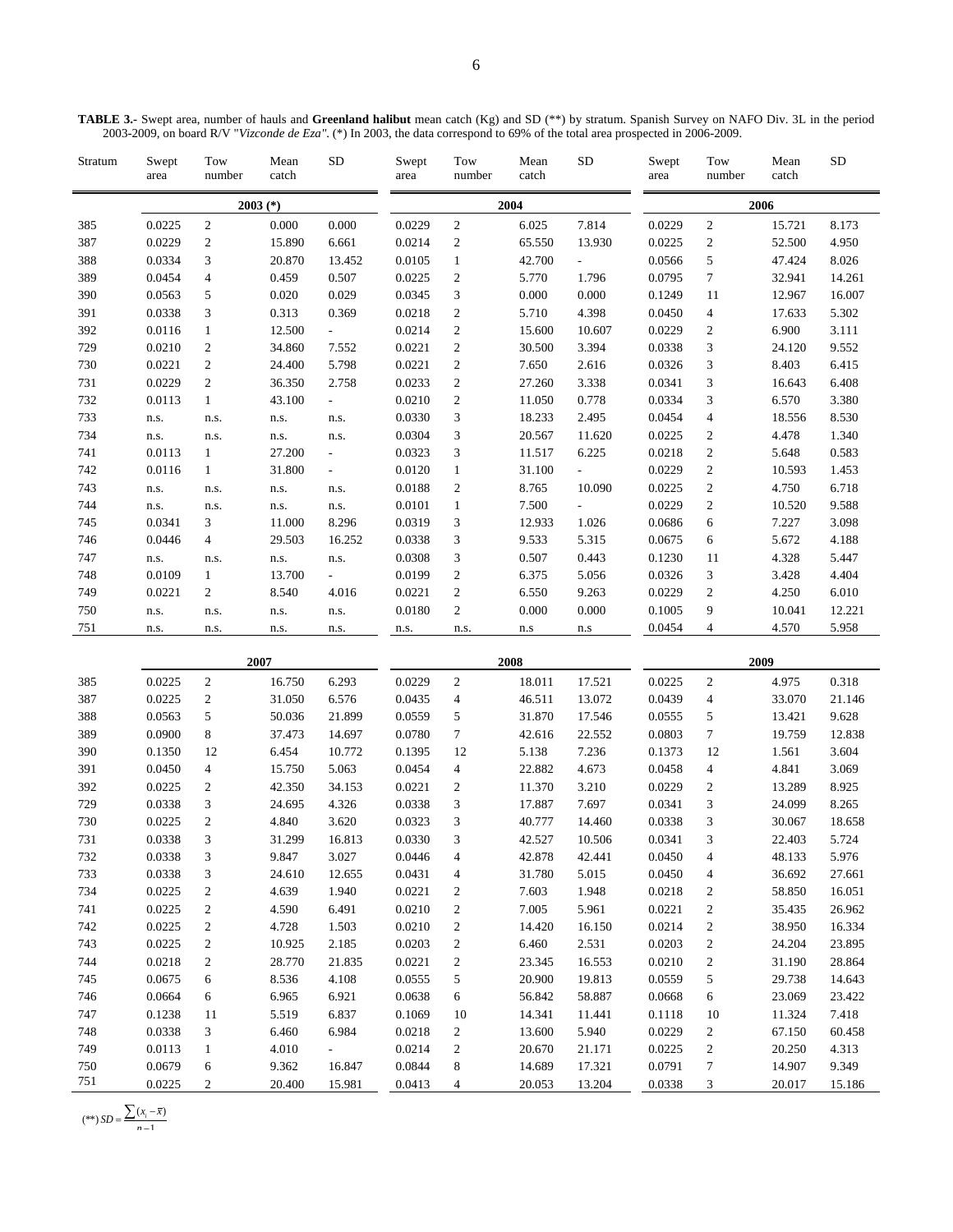**TABLE 3.-** Swept area, number of hauls and **Greenland halibut** mean catch (Kg) and SD (**) by stratum. Spanish Survey on NAFO Div. 3L in the period 2003-2009, on board R/V "*Vizconde de Eza*". (*) In 2003, the data correspond to 69% of the total area prospected in 2006-2009.

| Stratum | Swept area | Tow number | Mean catch | SD | Swept area | Tow number | Mean catch | SD | Swept area | Tow number | Mean catch | SD |
|---|---|---|---|---|---|---|---|---|---|---|---|---|
| | 2003 (*) | | | | 2004 | | | | 2006 | | | |
| 385 | 0.0225 | 2 | 0.000 | 0.000 | 0.0229 | 2 | 6.025 | 7.814 | 0.0229 | 2 | 15.721 | 8.173 |
| 387 | 0.0229 | 2 | 15.890 | 6.661 | 0.0214 | 2 | 65.550 | 13.930 | 0.0225 | 2 | 52.500 | 4.950 |
| 388 | 0.0334 | 3 | 20.870 | 13.452 | 0.0105 | 1 | 42.700 | - | 0.0566 | 5 | 47.424 | 8.026 |
| 389 | 0.0454 | 4 | 0.459 | 0.507 | 0.0225 | 2 | 5.770 | 1.796 | 0.0795 | 7 | 32.941 | 14.261 |
| 390 | 0.0563 | 5 | 0.020 | 0.029 | 0.0345 | 3 | 0.000 | 0.000 | 0.1249 | 11 | 12.967 | 16.007 |
| 391 | 0.0338 | 3 | 0.313 | 0.369 | 0.0218 | 2 | 5.710 | 4.398 | 0.0450 | 4 | 17.633 | 5.302 |
| 392 | 0.0116 | 1 | 12.500 | - | 0.0214 | 2 | 15.600 | 10.607 | 0.0229 | 2 | 6.900 | 3.111 |
| 729 | 0.0210 | 2 | 34.860 | 7.552 | 0.0221 | 2 | 30.500 | 3.394 | 0.0338 | 3 | 24.120 | 9.552 |
| 730 | 0.0221 | 2 | 24.400 | 5.798 | 0.0221 | 2 | 7.650 | 2.616 | 0.0326 | 3 | 8.403 | 6.415 |
| 731 | 0.0229 | 2 | 36.350 | 2.758 | 0.0233 | 2 | 27.260 | 3.338 | 0.0341 | 3 | 16.643 | 6.408 |
| 732 | 0.0113 | 1 | 43.100 | - | 0.0210 | 2 | 11.050 | 0.778 | 0.0334 | 3 | 6.570 | 3.380 |
| 733 | n.s. | n.s. | n.s. | n.s. | 0.0330 | 3 | 18.233 | 2.495 | 0.0454 | 4 | 18.556 | 8.530 |
| 734 | n.s. | n.s. | n.s. | n.s. | 0.0304 | 3 | 20.567 | 11.620 | 0.0225 | 2 | 4.478 | 1.340 |
| 741 | 0.0113 | 1 | 27.200 | - | 0.0323 | 3 | 11.517 | 6.225 | 0.0218 | 2 | 5.648 | 0.583 |
| 742 | 0.0116 | 1 | 31.800 | - | 0.0120 | 1 | 31.100 | - | 0.0229 | 2 | 10.593 | 1.453 |
| 743 | n.s. | n.s. | n.s. | n.s. | 0.0188 | 2 | 8.765 | 10.090 | 0.0225 | 2 | 4.750 | 6.718 |
| 744 | n.s. | n.s. | n.s. | n.s. | 0.0101 | 1 | 7.500 | - | 0.0229 | 2 | 10.520 | 9.588 |
| 745 | 0.0341 | 3 | 11.000 | 8.296 | 0.0319 | 3 | 12.933 | 1.026 | 0.0686 | 6 | 7.227 | 3.098 |
| 746 | 0.0446 | 4 | 29.503 | 16.252 | 0.0338 | 3 | 9.533 | 5.315 | 0.0675 | 6 | 5.672 | 4.188 |
| 747 | n.s. | n.s. | n.s. | n.s. | 0.0308 | 3 | 0.507 | 0.443 | 0.1230 | 11 | 4.328 | 5.447 |
| 748 | 0.0109 | 1 | 13.700 | - | 0.0199 | 2 | 6.375 | 5.056 | 0.0326 | 3 | 3.428 | 4.404 |
| 749 | 0.0221 | 2 | 8.540 | 4.016 | 0.0221 | 2 | 6.550 | 9.263 | 0.0229 | 2 | 4.250 | 6.010 |
| 750 | n.s. | n.s. | n.s. | n.s. | 0.0180 | 2 | 0.000 | 0.000 | 0.1005 | 9 | 10.041 | 12.221 |
| 751 | n.s. | n.s. | n.s. | n.s. | n.s. | n.s. | n.s | n.s | 0.0454 | 4 | 4.570 | 5.958 |
| | 2007 | | | | 2008 | | | | 2009 | | | |
| 385 | 0.0225 | 2 | 16.750 | 6.293 | 0.0229 | 2 | 18.011 | 17.521 | 0.0225 | 2 | 4.975 | 0.318 |
| 387 | 0.0225 | 2 | 31.050 | 6.576 | 0.0435 | 4 | 46.511 | 13.072 | 0.0439 | 4 | 33.070 | 21.146 |
| 388 | 0.0563 | 5 | 50.036 | 21.899 | 0.0559 | 5 | 31.870 | 17.546 | 0.0555 | 5 | 13.421 | 9.628 |
| 389 | 0.0900 | 8 | 37.473 | 14.697 | 0.0780 | 7 | 42.616 | 22.552 | 0.0803 | 7 | 19.759 | 12.838 |
| 390 | 0.1350 | 12 | 6.454 | 10.772 | 0.1395 | 12 | 5.138 | 7.236 | 0.1373 | 12 | 1.561 | 3.604 |
| 391 | 0.0450 | 4 | 15.750 | 5.063 | 0.0454 | 4 | 22.882 | 4.673 | 0.0458 | 4 | 4.841 | 3.069 |
| 392 | 0.0225 | 2 | 42.350 | 34.153 | 0.0221 | 2 | 11.370 | 3.210 | 0.0229 | 2 | 13.289 | 8.925 |
| 729 | 0.0338 | 3 | 24.695 | 4.326 | 0.0338 | 3 | 17.887 | 7.697 | 0.0341 | 3 | 24.099 | 8.265 |
| 730 | 0.0225 | 2 | 4.840 | 3.620 | 0.0323 | 3 | 40.777 | 14.460 | 0.0338 | 3 | 30.067 | 18.658 |
| 731 | 0.0338 | 3 | 31.299 | 16.813 | 0.0330 | 3 | 42.527 | 10.506 | 0.0341 | 3 | 22.403 | 5.724 |
| 732 | 0.0338 | 3 | 9.847 | 3.027 | 0.0446 | 4 | 42.878 | 42.441 | 0.0450 | 4 | 48.133 | 5.976 |
| 733 | 0.0338 | 3 | 24.610 | 12.655 | 0.0431 | 4 | 31.780 | 5.015 | 0.0450 | 4 | 36.692 | 27.661 |
| 734 | 0.0225 | 2 | 4.639 | 1.940 | 0.0221 | 2 | 7.603 | 1.948 | 0.0218 | 2 | 58.850 | 16.051 |
| 741 | 0.0225 | 2 | 4.590 | 6.491 | 0.0210 | 2 | 7.005 | 5.961 | 0.0221 | 2 | 35.435 | 26.962 |
| 742 | 0.0225 | 2 | 4.728 | 1.503 | 0.0210 | 2 | 14.420 | 16.150 | 0.0214 | 2 | 38.950 | 16.334 |
| 743 | 0.0225 | 2 | 10.925 | 2.185 | 0.0203 | 2 | 6.460 | 2.531 | 0.0203 | 2 | 24.204 | 23.895 |
| 744 | 0.0218 | 2 | 28.770 | 21.835 | 0.0221 | 2 | 23.345 | 16.553 | 0.0210 | 2 | 31.190 | 28.864 |
| 745 | 0.0675 | 6 | 8.536 | 4.108 | 0.0555 | 5 | 20.900 | 19.813 | 0.0559 | 5 | 29.738 | 14.643 |
| 746 | 0.0664 | 6 | 6.965 | 6.921 | 0.0638 | 6 | 56.842 | 58.887 | 0.0668 | 6 | 23.069 | 23.422 |
| 747 | 0.1238 | 11 | 5.519 | 6.837 | 0.1069 | 10 | 14.341 | 11.441 | 0.1118 | 10 | 11.324 | 7.418 |
| 748 | 0.0338 | 3 | 6.460 | 6.984 | 0.0218 | 2 | 13.600 | 5.940 | 0.0229 | 2 | 67.150 | 60.458 |
| 749 | 0.0113 | 1 | 4.010 | - | 0.0214 | 2 | 20.670 | 21.171 | 0.0225 | 2 | 20.250 | 4.313 |
| 750 | 0.0679 | 6 | 9.362 | 16.847 | 0.0844 | 8 | 14.689 | 17.321 | 0.0791 | 7 | 14.907 | 9.349 |
| 751 | 0.0225 | 2 | 20.400 | 15.981 | 0.0413 | 4 | 20.053 | 13.204 | 0.0338 | 3 | 20.017 | 15.186 |

(**) $SD = \frac{\sum (x_i - \bar{x})}{n-1}$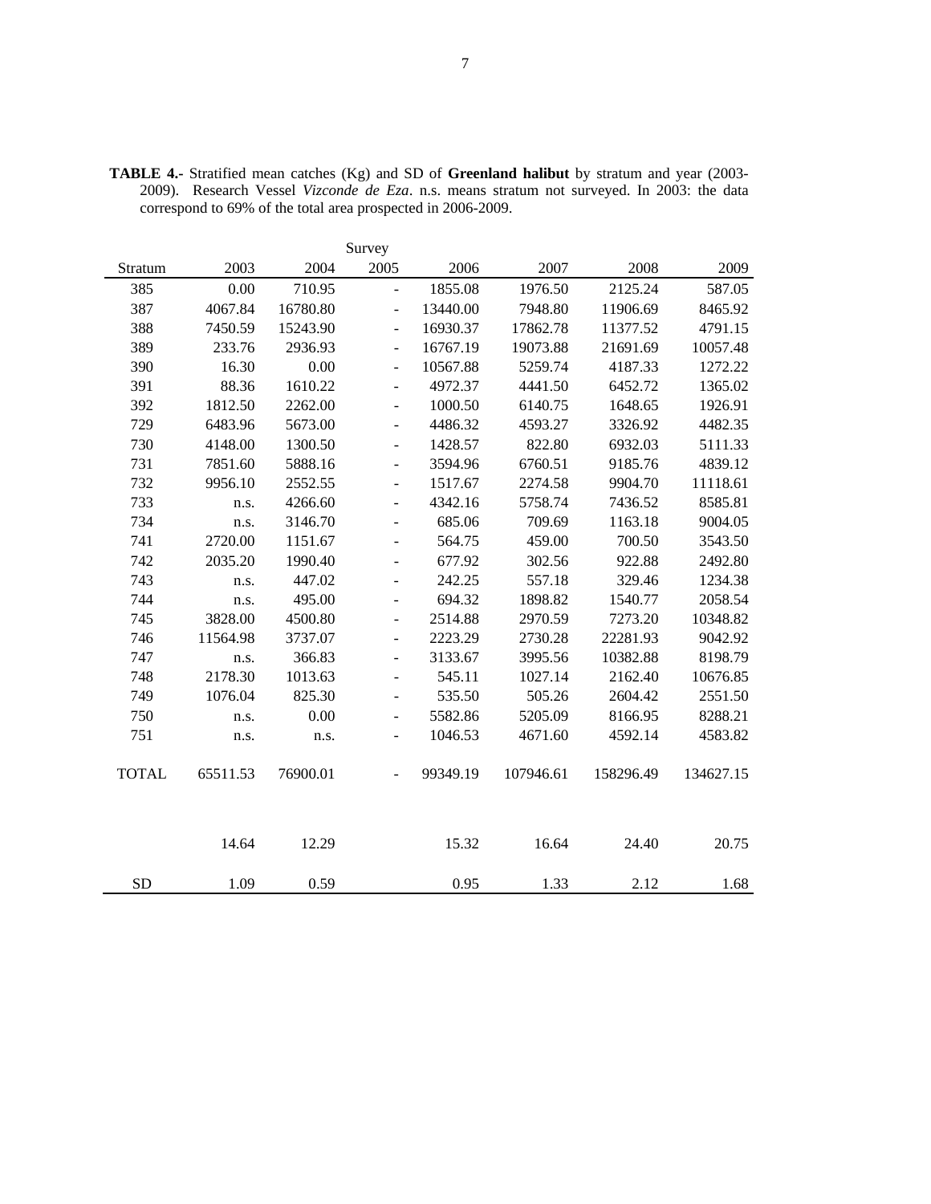**TABLE 4.-** Stratified mean catches (Kg) and SD of **Greenland halibut** by stratum and year (2003-2009). Research Vessel *Vizconde de Eza*. n.s. means stratum not surveyed. In 2003: the data correspond to 69% of the total area prospected in 2006-2009.

| | | | Survey | | | | |
|---|---|---|---|---|---|---|---|
| Stratum | 2003 | 2004 | 2005 | 2006 | 2007 | 2008 | 2009 |
| 385 | 0.00 | 710.95 | - | 1855.08 | 1976.50 | 2125.24 | 587.05 |
| 387 | 4067.84 | 16780.80 | - | 13440.00 | 7948.80 | 11906.69 | 8465.92 |
| 388 | 7450.59 | 15243.90 | - | 16930.37 | 17862.78 | 11377.52 | 4791.15 |
| 389 | 233.76 | 2936.93 | - | 16767.19 | 19073.88 | 21691.69 | 10057.48 |
| 390 | 16.30 | 0.00 | - | 10567.88 | 5259.74 | 4187.33 | 1272.22 |
| 391 | 88.36 | 1610.22 | - | 4972.37 | 4441.50 | 6452.72 | 1365.02 |
| 392 | 1812.50 | 2262.00 | - | 1000.50 | 6140.75 | 1648.65 | 1926.91 |
| 729 | 6483.96 | 5673.00 | - | 4486.32 | 4593.27 | 3326.92 | 4482.35 |
| 730 | 4148.00 | 1300.50 | - | 1428.57 | 822.80 | 6932.03 | 5111.33 |
| 731 | 7851.60 | 5888.16 | - | 3594.96 | 6760.51 | 9185.76 | 4839.12 |
| 732 | 9956.10 | 2552.55 | - | 1517.67 | 2274.58 | 9904.70 | 11118.61 |
| 733 | n.s. | 4266.60 | - | 4342.16 | 5758.74 | 7436.52 | 8585.81 |
| 734 | n.s. | 3146.70 | - | 685.06 | 709.69 | 1163.18 | 9004.05 |
| 741 | 2720.00 | 1151.67 | - | 564.75 | 459.00 | 700.50 | 3543.50 |
| 742 | 2035.20 | 1990.40 | - | 677.92 | 302.56 | 922.88 | 2492.80 |
| 743 | n.s. | 447.02 | - | 242.25 | 557.18 | 329.46 | 1234.38 |
| 744 | n.s. | 495.00 | - | 694.32 | 1898.82 | 1540.77 | 2058.54 |
| 745 | 3828.00 | 4500.80 | - | 2514.88 | 2970.59 | 7273.20 | 10348.82 |
| 746 | 11564.98 | 3737.07 | - | 2223.29 | 2730.28 | 22281.93 | 9042.92 |
| 747 | n.s. | 366.83 | - | 3133.67 | 3995.56 | 10382.88 | 8198.79 |
| 748 | 2178.30 | 1013.63 | - | 545.11 | 1027.14 | 2162.40 | 10676.85 |
| 749 | 1076.04 | 825.30 | - | 535.50 | 505.26 | 2604.42 | 2551.50 |
| 750 | n.s. | 0.00 | - | 5582.86 | 5205.09 | 8166.95 | 8288.21 |
| 751 | n.s. | n.s. | - | 1046.53 | 4671.60 | 4592.14 | 4583.82 |
| TOTAL | 65511.53 | 76900.01 | - | 99349.19 | 107946.61 | 158296.49 | 134627.15 |
| | 14.64 | 12.29 | | 15.32 | 16.64 | 24.40 | 20.75 |
| SD | 1.09 | 0.59 | | 0.95 | 1.33 | 2.12 | 1.68 |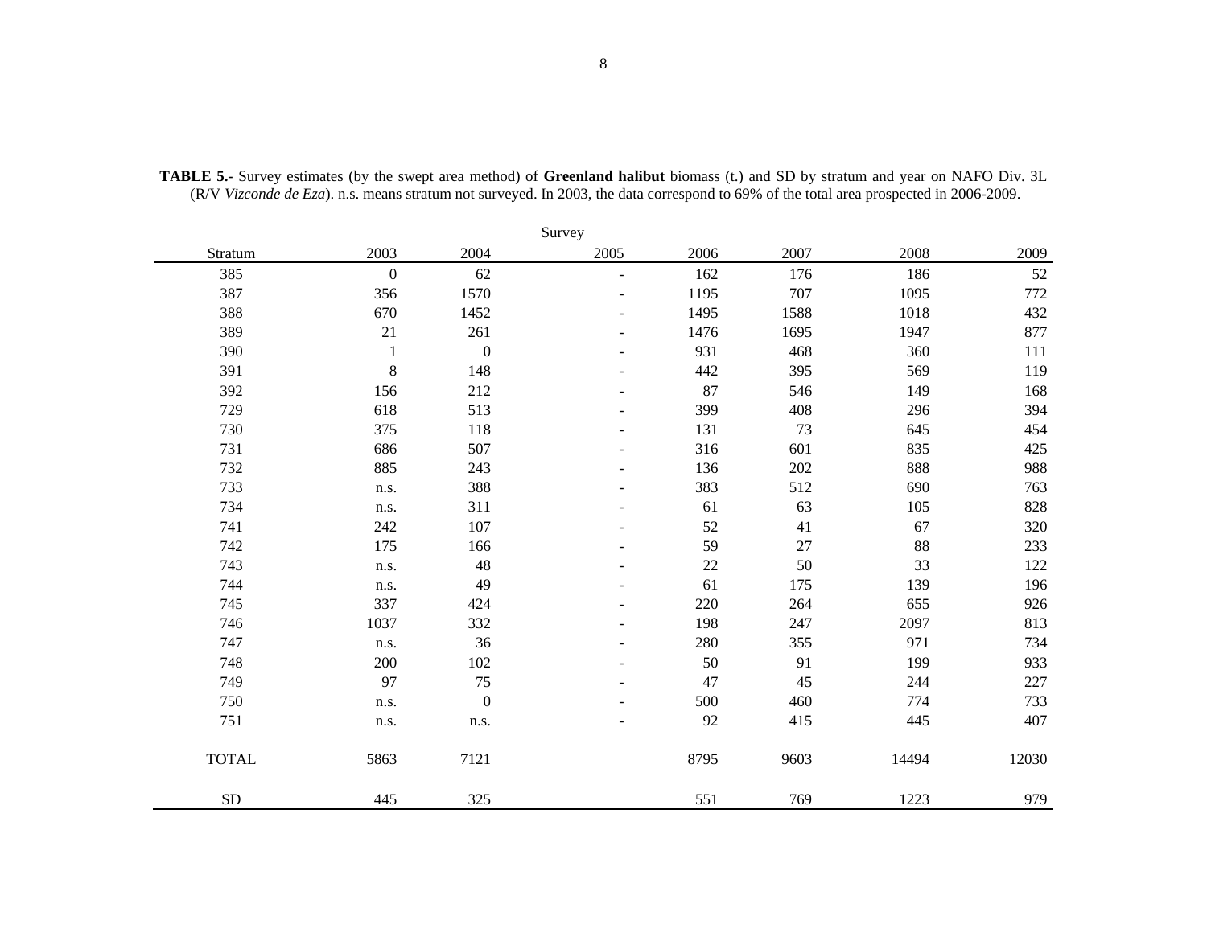**TABLE 5.-** Survey estimates (by the swept area method) of **Greenland halibut** biomass (t.) and SD by stratum and year on NAFO Div. 3L (R/V *Vizconde de Eza*). n.s. means stratum not surveyed. In 2003, the data correspond to 69% of the total area prospected in 2006-2009.

| | Survey | | | | | | |
|---|---|---|---|---|---|---|---|
| Stratum | 2003 | 2004 | 2005 | 2006 | 2007 | 2008 | 2009 |
| 385 | 0 | 62 | - | 162 | 176 | 186 | 52 |
| 387 | 356 | 1570 | - | 1195 | 707 | 1095 | 772 |
| 388 | 670 | 1452 | - | 1495 | 1588 | 1018 | 432 |
| 389 | 21 | 261 | - | 1476 | 1695 | 1947 | 877 |
| 390 | 1 | 0 | - | 931 | 468 | 360 | 111 |
| 391 | 8 | 148 | - | 442 | 395 | 569 | 119 |
| 392 | 156 | 212 | - | 87 | 546 | 149 | 168 |
| 729 | 618 | 513 | - | 399 | 408 | 296 | 394 |
| 730 | 375 | 118 | - | 131 | 73 | 645 | 454 |
| 731 | 686 | 507 | - | 316 | 601 | 835 | 425 |
| 732 | 885 | 243 | - | 136 | 202 | 888 | 988 |
| 733 | n.s. | 388 | - | 383 | 512 | 690 | 763 |
| 734 | n.s. | 311 | - | 61 | 63 | 105 | 828 |
| 741 | 242 | 107 | - | 52 | 41 | 67 | 320 |
| 742 | 175 | 166 | - | 59 | 27 | 88 | 233 |
| 743 | n.s. | 48 | - | 22 | 50 | 33 | 122 |
| 744 | n.s. | 49 | - | 61 | 175 | 139 | 196 |
| 745 | 337 | 424 | - | 220 | 264 | 655 | 926 |
| 746 | 1037 | 332 | - | 198 | 247 | 2097 | 813 |
| 747 | n.s. | 36 | - | 280 | 355 | 971 | 734 |
| 748 | 200 | 102 | - | 50 | 91 | 199 | 933 |
| 749 | 97 | 75 | - | 47 | 45 | 244 | 227 |
| 750 | n.s. | 0 | - | 500 | 460 | 774 | 733 |
| 751 | n.s. | n.s. | - | 92 | 415 | 445 | 407 |
| TOTAL | 5863 | 7121 | | 8795 | 9603 | 14494 | 12030 |
| SD | 445 | 325 | | 551 | 769 | 1223 | 979 |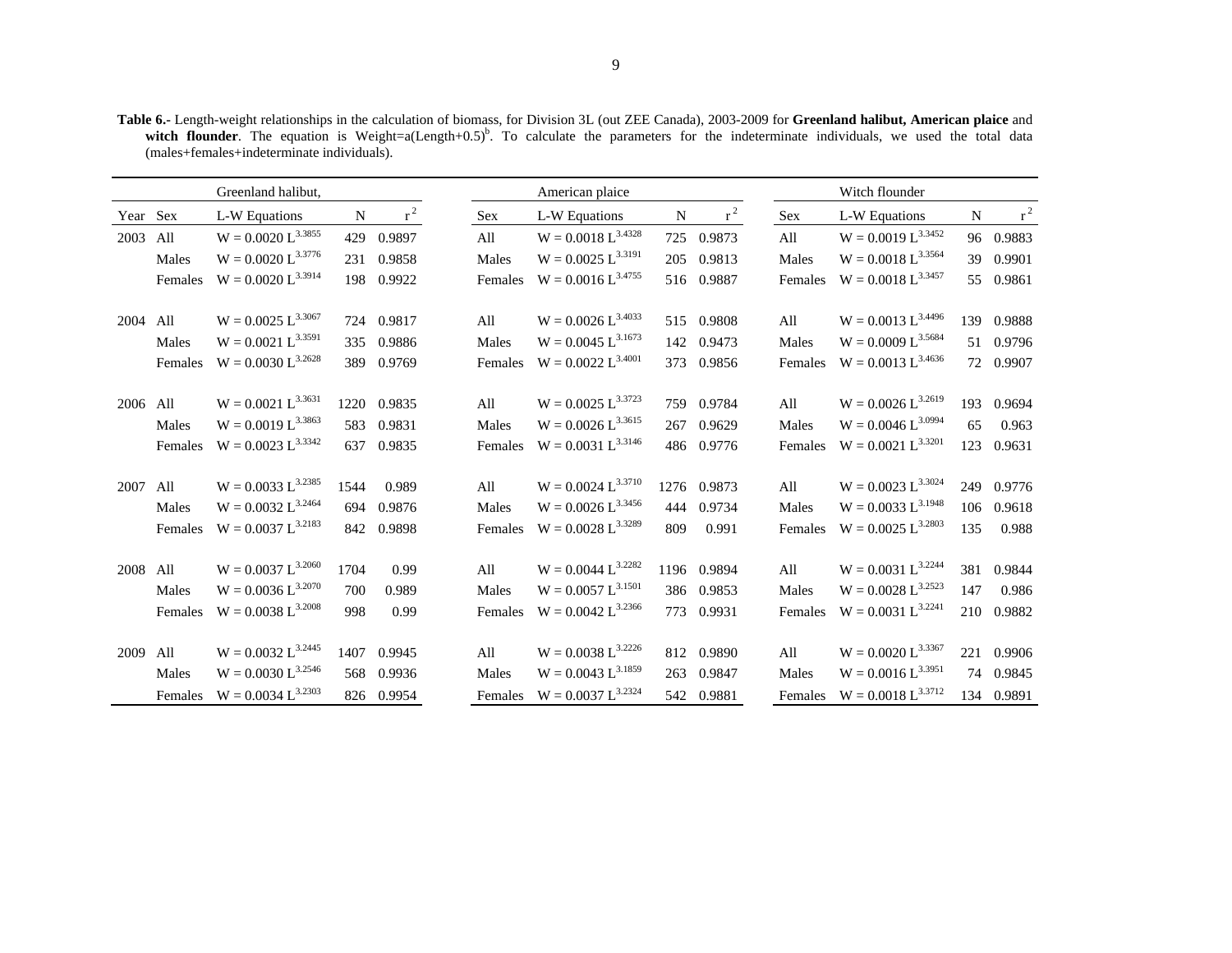**Table 6.-** Length-weight relationships in the calculation of biomass, for Division 3L (out ZEE Canada), 2003-2009 for **Greenland halibut, American plaice** and **witch flounder**. The equation is Weight=a(Length+0.5)$^b$. To calculate the parameters for the indeterminate individuals, we used the total data (males+females+indeterminate individuals).

| | | Greenland halibut, | | | | American plaice | | | | Witch flounder | | |
|---|---|---|---|---|---|---|---|---|---|---|---|---|
| Year | Sex | L-W Equations | N | $r^2$ | Sex | L-W Equations | N | $r^2$ | Sex | L-W Equations | N | $r^2$ |
| 2003 | All | $W = 0.0020\ L^{3.3855}$ | 429 | 0.9897 | All | $W = 0.0018\ L^{3.4328}$ | 725 | 0.9873 | All | $W = 0.0019\ L^{3.3452}$ | 96 | 0.9883 |
| | Males | $W = 0.0020\ L^{3.3776}$ | 231 | 0.9858 | Males | $W = 0.0025\ L^{3.3191}$ | 205 | 0.9813 | Males | $W = 0.0018\ L^{3.3564}$ | 39 | 0.9901 |
| | Females | $W = 0.0020\ L^{3.3914}$ | 198 | 0.9922 | Females | $W = 0.0016\ L^{3.4755}$ | 516 | 0.9887 | Females | $W = 0.0018\ L^{3.3457}$ | 55 | 0.9861 |
| 2004 | All | $W = 0.0025\ L^{3.3067}$ | 724 | 0.9817 | All | $W = 0.0026\ L^{3.4033}$ | 515 | 0.9808 | All | $W = 0.0013\ L^{3.4496}$ | 139 | 0.9888 |
| | Males | $W = 0.0021\ L^{3.3591}$ | 335 | 0.9886 | Males | $W = 0.0045\ L^{3.1673}$ | 142 | 0.9473 | Males | $W = 0.0009\ L^{3.5684}$ | 51 | 0.9796 |
| | Females | $W = 0.0030\ L^{3.2628}$ | 389 | 0.9769 | Females | $W = 0.0022\ L^{3.4001}$ | 373 | 0.9856 | Females | $W = 0.0013\ L^{3.4636}$ | 72 | 0.9907 |
| 2006 | All | $W = 0.0021\ L^{3.3631}$ | 1220 | 0.9835 | All | $W = 0.0025\ L^{3.3723}$ | 759 | 0.9784 | All | $W = 0.0026\ L^{3.2619}$ | 193 | 0.9694 |
| | Males | $W = 0.0019\ L^{3.3863}$ | 583 | 0.9831 | Males | $W = 0.0026\ L^{3.3615}$ | 267 | 0.9629 | Males | $W = 0.0046\ L^{3.0994}$ | 65 | 0.963 |
| | Females | $W = 0.0023\ L^{3.3342}$ | 637 | 0.9835 | Females | $W = 0.0031\ L^{3.3146}$ | 486 | 0.9776 | Females | $W = 0.0021\ L^{3.3201}$ | 123 | 0.9631 |
| 2007 | All | $W = 0.0033\ L^{3.2385}$ | 1544 | 0.989 | All | $W = 0.0024\ L^{3.3710}$ | 1276 | 0.9873 | All | $W = 0.0023\ L^{3.3024}$ | 249 | 0.9776 |
| | Males | $W = 0.0032\ L^{3.2464}$ | 694 | 0.9876 | Males | $W = 0.0026\ L^{3.3456}$ | 444 | 0.9734 | Males | $W = 0.0033\ L^{3.1948}$ | 106 | 0.9618 |
| | Females | $W = 0.0037\ L^{3.2183}$ | 842 | 0.9898 | Females | $W = 0.0028\ L^{3.3289}$ | 809 | 0.991 | Females | $W = 0.0025\ L^{3.2803}$ | 135 | 0.988 |
| 2008 | All | $W = 0.0037\ L^{3.2060}$ | 1704 | 0.99 | All | $W = 0.0044\ L^{3.2282}$ | 1196 | 0.9894 | All | $W = 0.0031\ L^{3.2244}$ | 381 | 0.9844 |
| | Males | $W = 0.0036\ L^{3.2070}$ | 700 | 0.989 | Males | $W = 0.0057\ L^{3.1501}$ | 386 | 0.9853 | Males | $W = 0.0028\ L^{3.2523}$ | 147 | 0.986 |
| | Females | $W = 0.0038\ L^{3.2008}$ | 998 | 0.99 | Females | $W = 0.0042\ L^{3.2366}$ | 773 | 0.9931 | Females | $W = 0.0031\ L^{3.2241}$ | 210 | 0.9882 |
| 2009 | All | $W = 0.0032\ L^{3.2445}$ | 1407 | 0.9945 | All | $W = 0.0038\ L^{3.2226}$ | 812 | 0.9890 | All | $W = 0.0020\ L^{3.3367}$ | 221 | 0.9906 |
| | Males | $W = 0.0030\ L^{3.2546}$ | 568 | 0.9936 | Males | $W = 0.0043\ L^{3.1859}$ | 263 | 0.9847 | Males | $W = 0.0016\ L^{3.3951}$ | 74 | 0.9845 |
| | Females | $W = 0.0034\ L^{3.2303}$ | 826 | 0.9954 | Females | $W = 0.0037\ L^{3.2324}$ | 542 | 0.9881 | Females | $W = 0.0018\ L^{3.3712}$ | 134 | 0.9891 |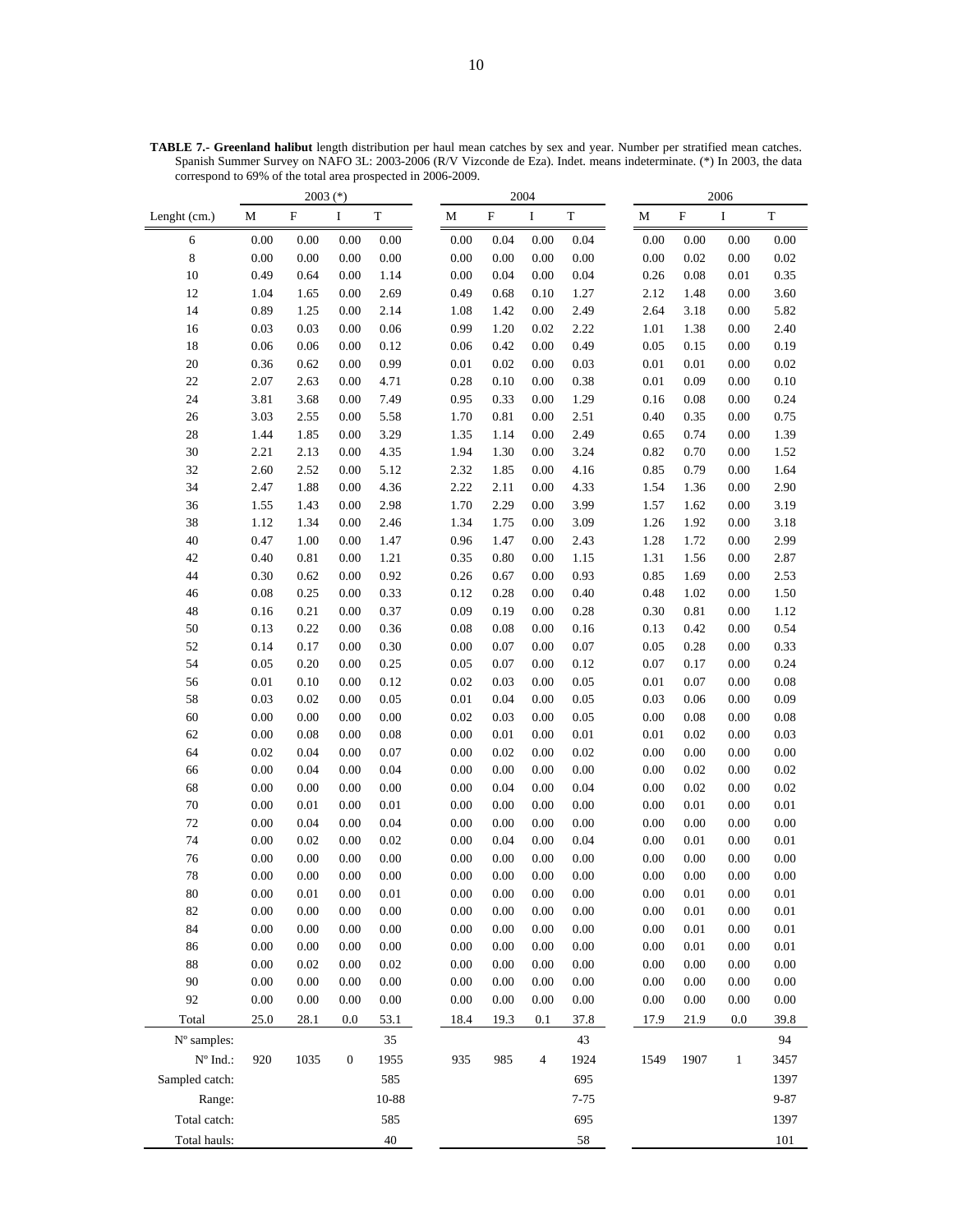**TABLE 7.- Greenland halibut** length distribution per haul mean catches by sex and year. Number per stratified mean catches. Spanish Summer Survey on NAFO 3L: 2003-2006 (R/V Vizconde de Eza). Indet. means indeterminate. (*) In 2003, the data correspond to 69% of the total area prospected in 2006-2009.

| | 2003 (*) | | | | 2004 | | | | 2006 | | | |
|---|---|---|---|---|---|---|---|---|---|---|---|---|
| Lenght (cm.) | M | F | I | T | M | F | I | T | M | F | I | T |
| 6 | 0.00 | 0.00 | 0.00 | 0.00 | 0.00 | 0.04 | 0.00 | 0.04 | 0.00 | 0.00 | 0.00 | 0.00 |
| 8 | 0.00 | 0.00 | 0.00 | 0.00 | 0.00 | 0.00 | 0.00 | 0.00 | 0.00 | 0.02 | 0.00 | 0.02 |
| 10 | 0.49 | 0.64 | 0.00 | 1.14 | 0.00 | 0.04 | 0.00 | 0.04 | 0.26 | 0.08 | 0.01 | 0.35 |
| 12 | 1.04 | 1.65 | 0.00 | 2.69 | 0.49 | 0.68 | 0.10 | 1.27 | 2.12 | 1.48 | 0.00 | 3.60 |
| 14 | 0.89 | 1.25 | 0.00 | 2.14 | 1.08 | 1.42 | 0.00 | 2.49 | 2.64 | 3.18 | 0.00 | 5.82 |
| 16 | 0.03 | 0.03 | 0.00 | 0.06 | 0.99 | 1.20 | 0.02 | 2.22 | 1.01 | 1.38 | 0.00 | 2.40 |
| 18 | 0.06 | 0.06 | 0.00 | 0.12 | 0.06 | 0.42 | 0.00 | 0.49 | 0.05 | 0.15 | 0.00 | 0.19 |
| 20 | 0.36 | 0.62 | 0.00 | 0.99 | 0.01 | 0.02 | 0.00 | 0.03 | 0.01 | 0.01 | 0.00 | 0.02 |
| 22 | 2.07 | 2.63 | 0.00 | 4.71 | 0.28 | 0.10 | 0.00 | 0.38 | 0.01 | 0.09 | 0.00 | 0.10 |
| 24 | 3.81 | 3.68 | 0.00 | 7.49 | 0.95 | 0.33 | 0.00 | 1.29 | 0.16 | 0.08 | 0.00 | 0.24 |
| 26 | 3.03 | 2.55 | 0.00 | 5.58 | 1.70 | 0.81 | 0.00 | 2.51 | 0.40 | 0.35 | 0.00 | 0.75 |
| 28 | 1.44 | 1.85 | 0.00 | 3.29 | 1.35 | 1.14 | 0.00 | 2.49 | 0.65 | 0.74 | 0.00 | 1.39 |
| 30 | 2.21 | 2.13 | 0.00 | 4.35 | 1.94 | 1.30 | 0.00 | 3.24 | 0.82 | 0.70 | 0.00 | 1.52 |
| 32 | 2.60 | 2.52 | 0.00 | 5.12 | 2.32 | 1.85 | 0.00 | 4.16 | 0.85 | 0.79 | 0.00 | 1.64 |
| 34 | 2.47 | 1.88 | 0.00 | 4.36 | 2.22 | 2.11 | 0.00 | 4.33 | 1.54 | 1.36 | 0.00 | 2.90 |
| 36 | 1.55 | 1.43 | 0.00 | 2.98 | 1.70 | 2.29 | 0.00 | 3.99 | 1.57 | 1.62 | 0.00 | 3.19 |
| 38 | 1.12 | 1.34 | 0.00 | 2.46 | 1.34 | 1.75 | 0.00 | 3.09 | 1.26 | 1.92 | 0.00 | 3.18 |
| 40 | 0.47 | 1.00 | 0.00 | 1.47 | 0.96 | 1.47 | 0.00 | 2.43 | 1.28 | 1.72 | 0.00 | 2.99 |
| 42 | 0.40 | 0.81 | 0.00 | 1.21 | 0.35 | 0.80 | 0.00 | 1.15 | 1.31 | 1.56 | 0.00 | 2.87 |
| 44 | 0.30 | 0.62 | 0.00 | 0.92 | 0.26 | 0.67 | 0.00 | 0.93 | 0.85 | 1.69 | 0.00 | 2.53 |
| 46 | 0.08 | 0.25 | 0.00 | 0.33 | 0.12 | 0.28 | 0.00 | 0.40 | 0.48 | 1.02 | 0.00 | 1.50 |
| 48 | 0.16 | 0.21 | 0.00 | 0.37 | 0.09 | 0.19 | 0.00 | 0.28 | 0.30 | 0.81 | 0.00 | 1.12 |
| 50 | 0.13 | 0.22 | 0.00 | 0.36 | 0.08 | 0.08 | 0.00 | 0.16 | 0.13 | 0.42 | 0.00 | 0.54 |
| 52 | 0.14 | 0.17 | 0.00 | 0.30 | 0.00 | 0.07 | 0.00 | 0.07 | 0.05 | 0.28 | 0.00 | 0.33 |
| 54 | 0.05 | 0.20 | 0.00 | 0.25 | 0.05 | 0.07 | 0.00 | 0.12 | 0.07 | 0.17 | 0.00 | 0.24 |
| 56 | 0.01 | 0.10 | 0.00 | 0.12 | 0.02 | 0.03 | 0.00 | 0.05 | 0.01 | 0.07 | 0.00 | 0.08 |
| 58 | 0.03 | 0.02 | 0.00 | 0.05 | 0.01 | 0.04 | 0.00 | 0.05 | 0.03 | 0.06 | 0.00 | 0.09 |
| 60 | 0.00 | 0.00 | 0.00 | 0.00 | 0.02 | 0.03 | 0.00 | 0.05 | 0.00 | 0.08 | 0.00 | 0.08 |
| 62 | 0.00 | 0.08 | 0.00 | 0.08 | 0.00 | 0.01 | 0.00 | 0.01 | 0.01 | 0.02 | 0.00 | 0.03 |
| 64 | 0.02 | 0.04 | 0.00 | 0.07 | 0.00 | 0.02 | 0.00 | 0.02 | 0.00 | 0.00 | 0.00 | 0.00 |
| 66 | 0.00 | 0.04 | 0.00 | 0.04 | 0.00 | 0.00 | 0.00 | 0.00 | 0.00 | 0.02 | 0.00 | 0.02 |
| 68 | 0.00 | 0.00 | 0.00 | 0.00 | 0.00 | 0.04 | 0.00 | 0.04 | 0.00 | 0.02 | 0.00 | 0.02 |
| 70 | 0.00 | 0.01 | 0.00 | 0.01 | 0.00 | 0.00 | 0.00 | 0.00 | 0.00 | 0.01 | 0.00 | 0.01 |
| 72 | 0.00 | 0.04 | 0.00 | 0.04 | 0.00 | 0.00 | 0.00 | 0.00 | 0.00 | 0.00 | 0.00 | 0.00 |
| 74 | 0.00 | 0.02 | 0.00 | 0.02 | 0.00 | 0.04 | 0.00 | 0.04 | 0.00 | 0.01 | 0.00 | 0.01 |
| 76 | 0.00 | 0.00 | 0.00 | 0.00 | 0.00 | 0.00 | 0.00 | 0.00 | 0.00 | 0.00 | 0.00 | 0.00 |
| 78 | 0.00 | 0.00 | 0.00 | 0.00 | 0.00 | 0.00 | 0.00 | 0.00 | 0.00 | 0.00 | 0.00 | 0.00 |
| 80 | 0.00 | 0.01 | 0.00 | 0.01 | 0.00 | 0.00 | 0.00 | 0.00 | 0.00 | 0.01 | 0.00 | 0.01 |
| 82 | 0.00 | 0.00 | 0.00 | 0.00 | 0.00 | 0.00 | 0.00 | 0.00 | 0.00 | 0.01 | 0.00 | 0.01 |
| 84 | 0.00 | 0.00 | 0.00 | 0.00 | 0.00 | 0.00 | 0.00 | 0.00 | 0.00 | 0.01 | 0.00 | 0.01 |
| 86 | 0.00 | 0.00 | 0.00 | 0.00 | 0.00 | 0.00 | 0.00 | 0.00 | 0.00 | 0.01 | 0.00 | 0.01 |
| 88 | 0.00 | 0.02 | 0.00 | 0.02 | 0.00 | 0.00 | 0.00 | 0.00 | 0.00 | 0.00 | 0.00 | 0.00 |
| 90 | 0.00 | 0.00 | 0.00 | 0.00 | 0.00 | 0.00 | 0.00 | 0.00 | 0.00 | 0.00 | 0.00 | 0.00 |
| 92 | 0.00 | 0.00 | 0.00 | 0.00 | 0.00 | 0.00 | 0.00 | 0.00 | 0.00 | 0.00 | 0.00 | 0.00 |
| Total | 25.0 | 28.1 | 0.0 | 53.1 | 18.4 | 19.3 | 0.1 | 37.8 | 17.9 | 21.9 | 0.0 | 39.8 |
| Nº samples: | | | | 35 | | | | 43 | | | | 94 |
| Nº Ind.: | 920 | 1035 | 0 | 1955 | 935 | 985 | 4 | 1924 | 1549 | 1907 | 1 | 3457 |
| Sampled catch: | | | | 585 | | | | 695 | | | | 1397 |
| Range: | | | | 10-88 | | | | 7-75 | | | | 9-87 |
| Total catch: | | | | 585 | | | | 695 | | | | 1397 |
| Total hauls: | | | | 40 | | | | 58 | | | | 101 |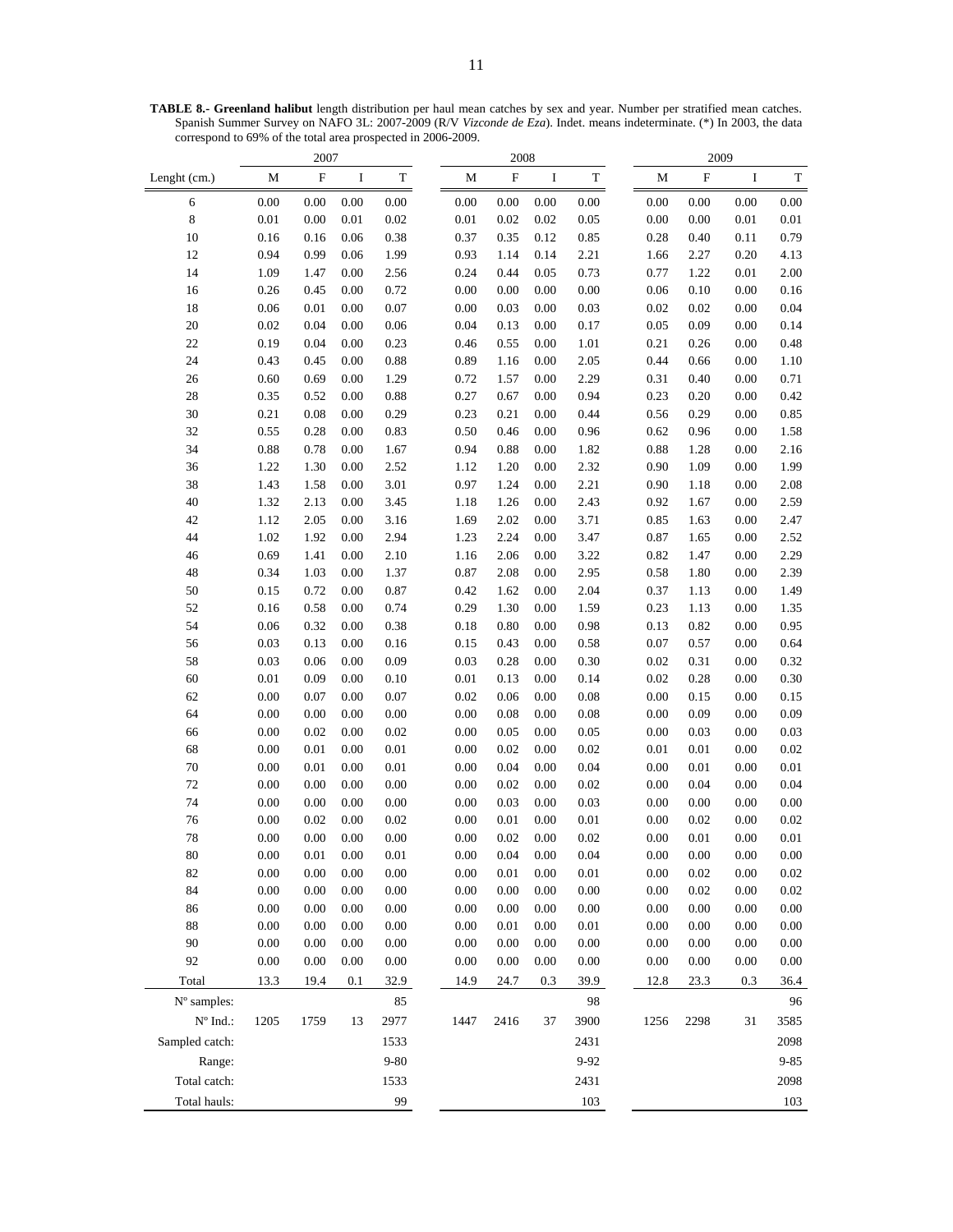**TABLE 8.- Greenland halibut** length distribution per haul mean catches by sex and year. Number per stratified mean catches. Spanish Summer Survey on NAFO 3L: 2007-2009 (R/V *Vizconde de Eza*). Indet. means indeterminate. (*) In 2003, the data correspond to 69% of the total area prospected in 2006-2009.

| | 2007 | | | | 2008 | | | | 2009 | | | |
|---|---|---|---|---|---|---|---|---|---|---|---|---|
| Lenght (cm.) | M | F | I | T | M | F | I | T | M | F | I | T |
| 6 | 0.00 | 0.00 | 0.00 | 0.00 | 0.00 | 0.00 | 0.00 | 0.00 | 0.00 | 0.00 | 0.00 | 0.00 |
| 8 | 0.01 | 0.00 | 0.01 | 0.02 | 0.01 | 0.02 | 0.02 | 0.05 | 0.00 | 0.00 | 0.01 | 0.01 |
| 10 | 0.16 | 0.16 | 0.06 | 0.38 | 0.37 | 0.35 | 0.12 | 0.85 | 0.28 | 0.40 | 0.11 | 0.79 |
| 12 | 0.94 | 0.99 | 0.06 | 1.99 | 0.93 | 1.14 | 0.14 | 2.21 | 1.66 | 2.27 | 0.20 | 4.13 |
| 14 | 1.09 | 1.47 | 0.00 | 2.56 | 0.24 | 0.44 | 0.05 | 0.73 | 0.77 | 1.22 | 0.01 | 2.00 |
| 16 | 0.26 | 0.45 | 0.00 | 0.72 | 0.00 | 0.00 | 0.00 | 0.00 | 0.06 | 0.10 | 0.00 | 0.16 |
| 18 | 0.06 | 0.01 | 0.00 | 0.07 | 0.00 | 0.03 | 0.00 | 0.03 | 0.02 | 0.02 | 0.00 | 0.04 |
| 20 | 0.02 | 0.04 | 0.00 | 0.06 | 0.04 | 0.13 | 0.00 | 0.17 | 0.05 | 0.09 | 0.00 | 0.14 |
| 22 | 0.19 | 0.04 | 0.00 | 0.23 | 0.46 | 0.55 | 0.00 | 1.01 | 0.21 | 0.26 | 0.00 | 0.48 |
| 24 | 0.43 | 0.45 | 0.00 | 0.88 | 0.89 | 1.16 | 0.00 | 2.05 | 0.44 | 0.66 | 0.00 | 1.10 |
| 26 | 0.60 | 0.69 | 0.00 | 1.29 | 0.72 | 1.57 | 0.00 | 2.29 | 0.31 | 0.40 | 0.00 | 0.71 |
| 28 | 0.35 | 0.52 | 0.00 | 0.88 | 0.27 | 0.67 | 0.00 | 0.94 | 0.23 | 0.20 | 0.00 | 0.42 |
| 30 | 0.21 | 0.08 | 0.00 | 0.29 | 0.23 | 0.21 | 0.00 | 0.44 | 0.56 | 0.29 | 0.00 | 0.85 |
| 32 | 0.55 | 0.28 | 0.00 | 0.83 | 0.50 | 0.46 | 0.00 | 0.96 | 0.62 | 0.96 | 0.00 | 1.58 |
| 34 | 0.88 | 0.78 | 0.00 | 1.67 | 0.94 | 0.88 | 0.00 | 1.82 | 0.88 | 1.28 | 0.00 | 2.16 |
| 36 | 1.22 | 1.30 | 0.00 | 2.52 | 1.12 | 1.20 | 0.00 | 2.32 | 0.90 | 1.09 | 0.00 | 1.99 |
| 38 | 1.43 | 1.58 | 0.00 | 3.01 | 0.97 | 1.24 | 0.00 | 2.21 | 0.90 | 1.18 | 0.00 | 2.08 |
| 40 | 1.32 | 2.13 | 0.00 | 3.45 | 1.18 | 1.26 | 0.00 | 2.43 | 0.92 | 1.67 | 0.00 | 2.59 |
| 42 | 1.12 | 2.05 | 0.00 | 3.16 | 1.69 | 2.02 | 0.00 | 3.71 | 0.85 | 1.63 | 0.00 | 2.47 |
| 44 | 1.02 | 1.92 | 0.00 | 2.94 | 1.23 | 2.24 | 0.00 | 3.47 | 0.87 | 1.65 | 0.00 | 2.52 |
| 46 | 0.69 | 1.41 | 0.00 | 2.10 | 1.16 | 2.06 | 0.00 | 3.22 | 0.82 | 1.47 | 0.00 | 2.29 |
| 48 | 0.34 | 1.03 | 0.00 | 1.37 | 0.87 | 2.08 | 0.00 | 2.95 | 0.58 | 1.80 | 0.00 | 2.39 |
| 50 | 0.15 | 0.72 | 0.00 | 0.87 | 0.42 | 1.62 | 0.00 | 2.04 | 0.37 | 1.13 | 0.00 | 1.49 |
| 52 | 0.16 | 0.58 | 0.00 | 0.74 | 0.29 | 1.30 | 0.00 | 1.59 | 0.23 | 1.13 | 0.00 | 1.35 |
| 54 | 0.06 | 0.32 | 0.00 | 0.38 | 0.18 | 0.80 | 0.00 | 0.98 | 0.13 | 0.82 | 0.00 | 0.95 |
| 56 | 0.03 | 0.13 | 0.00 | 0.16 | 0.15 | 0.43 | 0.00 | 0.58 | 0.07 | 0.57 | 0.00 | 0.64 |
| 58 | 0.03 | 0.06 | 0.00 | 0.09 | 0.03 | 0.28 | 0.00 | 0.30 | 0.02 | 0.31 | 0.00 | 0.32 |
| 60 | 0.01 | 0.09 | 0.00 | 0.10 | 0.01 | 0.13 | 0.00 | 0.14 | 0.02 | 0.28 | 0.00 | 0.30 |
| 62 | 0.00 | 0.07 | 0.00 | 0.07 | 0.02 | 0.06 | 0.00 | 0.08 | 0.00 | 0.15 | 0.00 | 0.15 |
| 64 | 0.00 | 0.00 | 0.00 | 0.00 | 0.00 | 0.08 | 0.00 | 0.08 | 0.00 | 0.09 | 0.00 | 0.09 |
| 66 | 0.00 | 0.02 | 0.00 | 0.02 | 0.00 | 0.05 | 0.00 | 0.05 | 0.00 | 0.03 | 0.00 | 0.03 |
| 68 | 0.00 | 0.01 | 0.00 | 0.01 | 0.00 | 0.02 | 0.00 | 0.02 | 0.01 | 0.01 | 0.00 | 0.02 |
| 70 | 0.00 | 0.01 | 0.00 | 0.01 | 0.00 | 0.04 | 0.00 | 0.04 | 0.00 | 0.01 | 0.00 | 0.01 |
| 72 | 0.00 | 0.00 | 0.00 | 0.00 | 0.00 | 0.02 | 0.00 | 0.02 | 0.00 | 0.04 | 0.00 | 0.04 |
| 74 | 0.00 | 0.00 | 0.00 | 0.00 | 0.00 | 0.03 | 0.00 | 0.03 | 0.00 | 0.00 | 0.00 | 0.00 |
| 76 | 0.00 | 0.02 | 0.00 | 0.02 | 0.00 | 0.01 | 0.00 | 0.01 | 0.00 | 0.02 | 0.00 | 0.02 |
| 78 | 0.00 | 0.00 | 0.00 | 0.00 | 0.00 | 0.02 | 0.00 | 0.02 | 0.00 | 0.01 | 0.00 | 0.01 |
| 80 | 0.00 | 0.01 | 0.00 | 0.01 | 0.00 | 0.04 | 0.00 | 0.04 | 0.00 | 0.00 | 0.00 | 0.00 |
| 82 | 0.00 | 0.00 | 0.00 | 0.00 | 0.00 | 0.01 | 0.00 | 0.01 | 0.00 | 0.02 | 0.00 | 0.02 |
| 84 | 0.00 | 0.00 | 0.00 | 0.00 | 0.00 | 0.00 | 0.00 | 0.00 | 0.00 | 0.02 | 0.00 | 0.02 |
| 86 | 0.00 | 0.00 | 0.00 | 0.00 | 0.00 | 0.00 | 0.00 | 0.00 | 0.00 | 0.00 | 0.00 | 0.00 |
| 88 | 0.00 | 0.00 | 0.00 | 0.00 | 0.00 | 0.01 | 0.00 | 0.01 | 0.00 | 0.00 | 0.00 | 0.00 |
| 90 | 0.00 | 0.00 | 0.00 | 0.00 | 0.00 | 0.00 | 0.00 | 0.00 | 0.00 | 0.00 | 0.00 | 0.00 |
| 92 | 0.00 | 0.00 | 0.00 | 0.00 | 0.00 | 0.00 | 0.00 | 0.00 | 0.00 | 0.00 | 0.00 | 0.00 |
| Total | 13.3 | 19.4 | 0.1 | 32.9 | 14.9 | 24.7 | 0.3 | 39.9 | 12.8 | 23.3 | 0.3 | 36.4 |
| Nº samples: | | | | 85 | | | | 98 | | | | 96 |
| Nº Ind.: | 1205 | 1759 | 13 | 2977 | 1447 | 2416 | 37 | 3900 | 1256 | 2298 | 31 | 3585 |
| Sampled catch: | | | | 1533 | | | | 2431 | | | | 2098 |
| Range: | | | | 9-80 | | | | 9-92 | | | | 9-85 |
| Total catch: | | | | 1533 | | | | 2431 | | | | 2098 |
| Total hauls: | | | | 99 | | | | 103 | | | | 103 |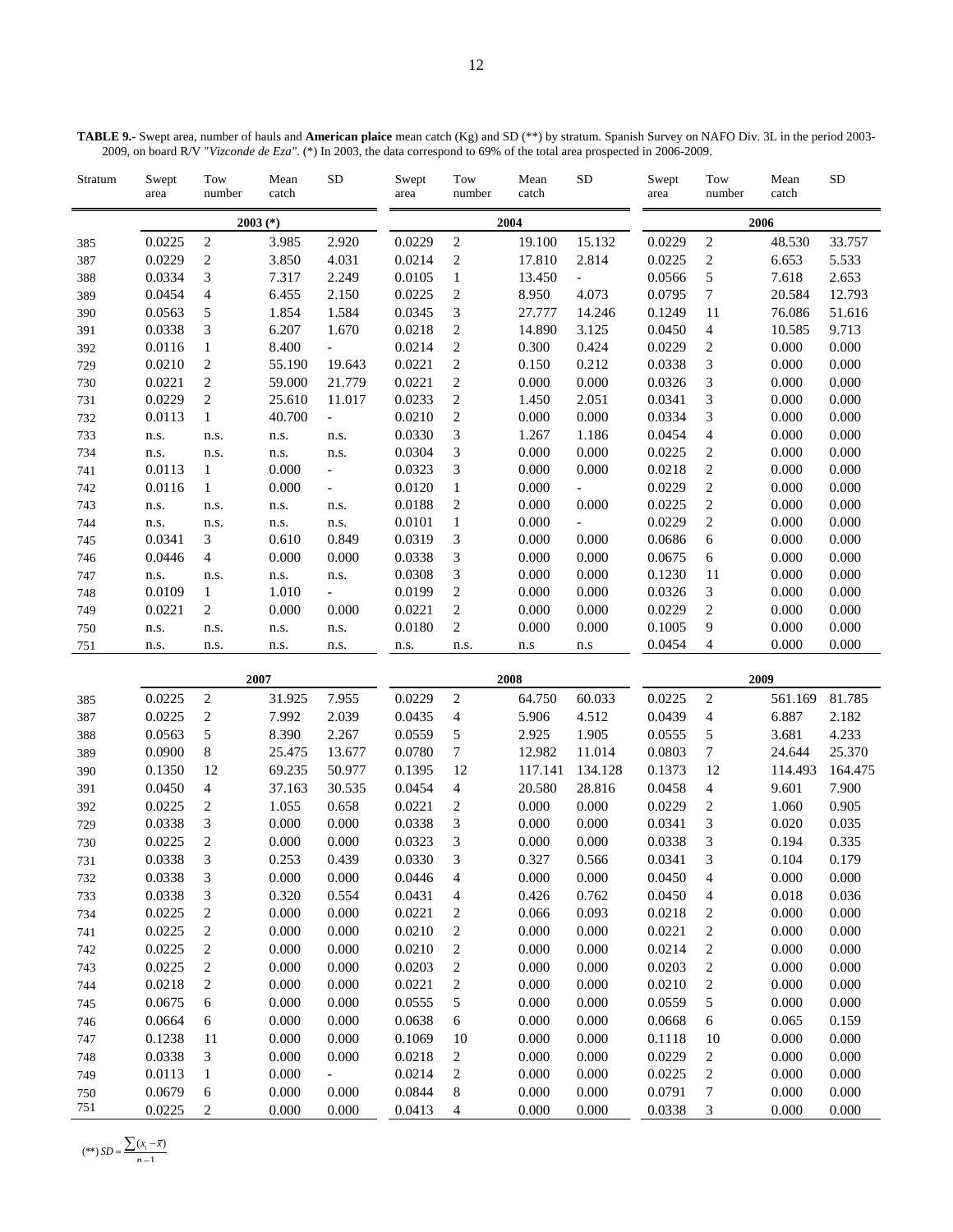**TABLE 9.-** Swept area, number of hauls and **American plaice** mean catch (Kg) and SD (**) by stratum. Spanish Survey on NAFO Div. 3L in the period 2003-2009, on board R/V "*Vizconde de Eza*". (*) In 2003, the data correspond to 69% of the total area prospected in 2006-2009.

| Stratum | Swept area | Tow number | Mean catch | SD | Swept area | Tow number | Mean catch | SD | Swept area | Tow number | Mean catch | SD |
|---|---|---|---|---|---|---|---|---|---|---|---|---|
| | 2003 (*) | | | | 2004 | | | | 2006 | | | |
| 385 | 0.0225 | 2 | 3.985 | 2.920 | 0.0229 | 2 | 19.100 | 15.132 | 0.0229 | 2 | 48.530 | 33.757 |
| 387 | 0.0229 | 2 | 3.850 | 4.031 | 0.0214 | 2 | 17.810 | 2.814 | 0.0225 | 2 | 6.653 | 5.533 |
| 388 | 0.0334 | 3 | 7.317 | 2.249 | 0.0105 | 1 | 13.450 | - | 0.0566 | 5 | 7.618 | 2.653 |
| 389 | 0.0454 | 4 | 6.455 | 2.150 | 0.0225 | 2 | 8.950 | 4.073 | 0.0795 | 7 | 20.584 | 12.793 |
| 390 | 0.0563 | 5 | 1.854 | 1.584 | 0.0345 | 3 | 27.777 | 14.246 | 0.1249 | 11 | 76.086 | 51.616 |
| 391 | 0.0338 | 3 | 6.207 | 1.670 | 0.0218 | 2 | 14.890 | 3.125 | 0.0450 | 4 | 10.585 | 9.713 |
| 392 | 0.0116 | 1 | 8.400 | - | 0.0214 | 2 | 0.300 | 0.424 | 0.0229 | 2 | 0.000 | 0.000 |
| 729 | 0.0210 | 2 | 55.190 | 19.643 | 0.0221 | 2 | 0.150 | 0.212 | 0.0338 | 3 | 0.000 | 0.000 |
| 730 | 0.0221 | 2 | 59.000 | 21.779 | 0.0221 | 2 | 0.000 | 0.000 | 0.0326 | 3 | 0.000 | 0.000 |
| 731 | 0.0229 | 2 | 25.610 | 11.017 | 0.0233 | 2 | 1.450 | 2.051 | 0.0341 | 3 | 0.000 | 0.000 |
| 732 | 0.0113 | 1 | 40.700 | - | 0.0210 | 2 | 0.000 | 0.000 | 0.0334 | 3 | 0.000 | 0.000 |
| 733 | n.s. | n.s. | n.s. | n.s. | 0.0330 | 3 | 1.267 | 1.186 | 0.0454 | 4 | 0.000 | 0.000 |
| 734 | n.s. | n.s. | n.s. | n.s. | 0.0304 | 3 | 0.000 | 0.000 | 0.0225 | 2 | 0.000 | 0.000 |
| 741 | 0.0113 | 1 | 0.000 | - | 0.0323 | 3 | 0.000 | 0.000 | 0.0218 | 2 | 0.000 | 0.000 |
| 742 | 0.0116 | 1 | 0.000 | - | 0.0120 | 1 | 0.000 | - | 0.0229 | 2 | 0.000 | 0.000 |
| 743 | n.s. | n.s. | n.s. | n.s. | 0.0188 | 2 | 0.000 | 0.000 | 0.0225 | 2 | 0.000 | 0.000 |
| 744 | n.s. | n.s. | n.s. | n.s. | 0.0101 | 1 | 0.000 | - | 0.0229 | 2 | 0.000 | 0.000 |
| 745 | 0.0341 | 3 | 0.610 | 0.849 | 0.0319 | 3 | 0.000 | 0.000 | 0.0686 | 6 | 0.000 | 0.000 |
| 746 | 0.0446 | 4 | 0.000 | 0.000 | 0.0338 | 3 | 0.000 | 0.000 | 0.0675 | 6 | 0.000 | 0.000 |
| 747 | n.s. | n.s. | n.s. | n.s. | 0.0308 | 3 | 0.000 | 0.000 | 0.1230 | 11 | 0.000 | 0.000 |
| 748 | 0.0109 | 1 | 1.010 | - | 0.0199 | 2 | 0.000 | 0.000 | 0.0326 | 3 | 0.000 | 0.000 |
| 749 | 0.0221 | 2 | 0.000 | 0.000 | 0.0221 | 2 | 0.000 | 0.000 | 0.0229 | 2 | 0.000 | 0.000 |
| 750 | n.s. | n.s. | n.s. | n.s. | 0.0180 | 2 | 0.000 | 0.000 | 0.1005 | 9 | 0.000 | 0.000 |
| 751 | n.s. | n.s. | n.s. | n.s. | n.s. | n.s. | n.s | n.s | 0.0454 | 4 | 0.000 | 0.000 |
| | 2007 | | | | 2008 | | | | 2009 | | | |
| 385 | 0.0225 | 2 | 31.925 | 7.955 | 0.0229 | 2 | 64.750 | 60.033 | 0.0225 | 2 | 561.169 | 81.785 |
| 387 | 0.0225 | 2 | 7.992 | 2.039 | 0.0435 | 4 | 5.906 | 4.512 | 0.0439 | 4 | 6.887 | 2.182 |
| 388 | 0.0563 | 5 | 8.390 | 2.267 | 0.0559 | 5 | 2.925 | 1.905 | 0.0555 | 5 | 3.681 | 4.233 |
| 389 | 0.0900 | 8 | 25.475 | 13.677 | 0.0780 | 7 | 12.982 | 11.014 | 0.0803 | 7 | 24.644 | 25.370 |
| 390 | 0.1350 | 12 | 69.235 | 50.977 | 0.1395 | 12 | 117.141 | 134.128 | 0.1373 | 12 | 114.493 | 164.475 |
| 391 | 0.0450 | 4 | 37.163 | 30.535 | 0.0454 | 4 | 20.580 | 28.816 | 0.0458 | 4 | 9.601 | 7.900 |
| 392 | 0.0225 | 2 | 1.055 | 0.658 | 0.0221 | 2 | 0.000 | 0.000 | 0.0229 | 2 | 1.060 | 0.905 |
| 729 | 0.0338 | 3 | 0.000 | 0.000 | 0.0338 | 3 | 0.000 | 0.000 | 0.0341 | 3 | 0.020 | 0.035 |
| 730 | 0.0225 | 2 | 0.000 | 0.000 | 0.0323 | 3 | 0.000 | 0.000 | 0.0338 | 3 | 0.194 | 0.335 |
| 731 | 0.0338 | 3 | 0.253 | 0.439 | 0.0330 | 3 | 0.327 | 0.566 | 0.0341 | 3 | 0.104 | 0.179 |
| 732 | 0.0338 | 3 | 0.000 | 0.000 | 0.0446 | 4 | 0.000 | 0.000 | 0.0450 | 4 | 0.000 | 0.000 |
| 733 | 0.0338 | 3 | 0.320 | 0.554 | 0.0431 | 4 | 0.426 | 0.762 | 0.0450 | 4 | 0.018 | 0.036 |
| 734 | 0.0225 | 2 | 0.000 | 0.000 | 0.0221 | 2 | 0.066 | 0.093 | 0.0218 | 2 | 0.000 | 0.000 |
| 741 | 0.0225 | 2 | 0.000 | 0.000 | 0.0210 | 2 | 0.000 | 0.000 | 0.0221 | 2 | 0.000 | 0.000 |
| 742 | 0.0225 | 2 | 0.000 | 0.000 | 0.0210 | 2 | 0.000 | 0.000 | 0.0214 | 2 | 0.000 | 0.000 |
| 743 | 0.0225 | 2 | 0.000 | 0.000 | 0.0203 | 2 | 0.000 | 0.000 | 0.0203 | 2 | 0.000 | 0.000 |
| 744 | 0.0218 | 2 | 0.000 | 0.000 | 0.0221 | 2 | 0.000 | 0.000 | 0.0210 | 2 | 0.000 | 0.000 |
| 745 | 0.0675 | 6 | 0.000 | 0.000 | 0.0555 | 5 | 0.000 | 0.000 | 0.0559 | 5 | 0.000 | 0.000 |
| 746 | 0.0664 | 6 | 0.000 | 0.000 | 0.0638 | 6 | 0.000 | 0.000 | 0.0668 | 6 | 0.065 | 0.159 |
| 747 | 0.1238 | 11 | 0.000 | 0.000 | 0.1069 | 10 | 0.000 | 0.000 | 0.1118 | 10 | 0.000 | 0.000 |
| 748 | 0.0338 | 3 | 0.000 | 0.000 | 0.0218 | 2 | 0.000 | 0.000 | 0.0229 | 2 | 0.000 | 0.000 |
| 749 | 0.0113 | 1 | 0.000 | - | 0.0214 | 2 | 0.000 | 0.000 | 0.0225 | 2 | 0.000 | 0.000 |
| 750 | 0.0679 | 6 | 0.000 | 0.000 | 0.0844 | 8 | 0.000 | 0.000 | 0.0791 | 7 | 0.000 | 0.000 |
| 751 | 0.0225 | 2 | 0.000 | 0.000 | 0.0413 | 4 | 0.000 | 0.000 | 0.0338 | 3 | 0.000 | 0.000 |

(**) $SD = \frac{\sum (x_i - \bar{x})}{n-1}$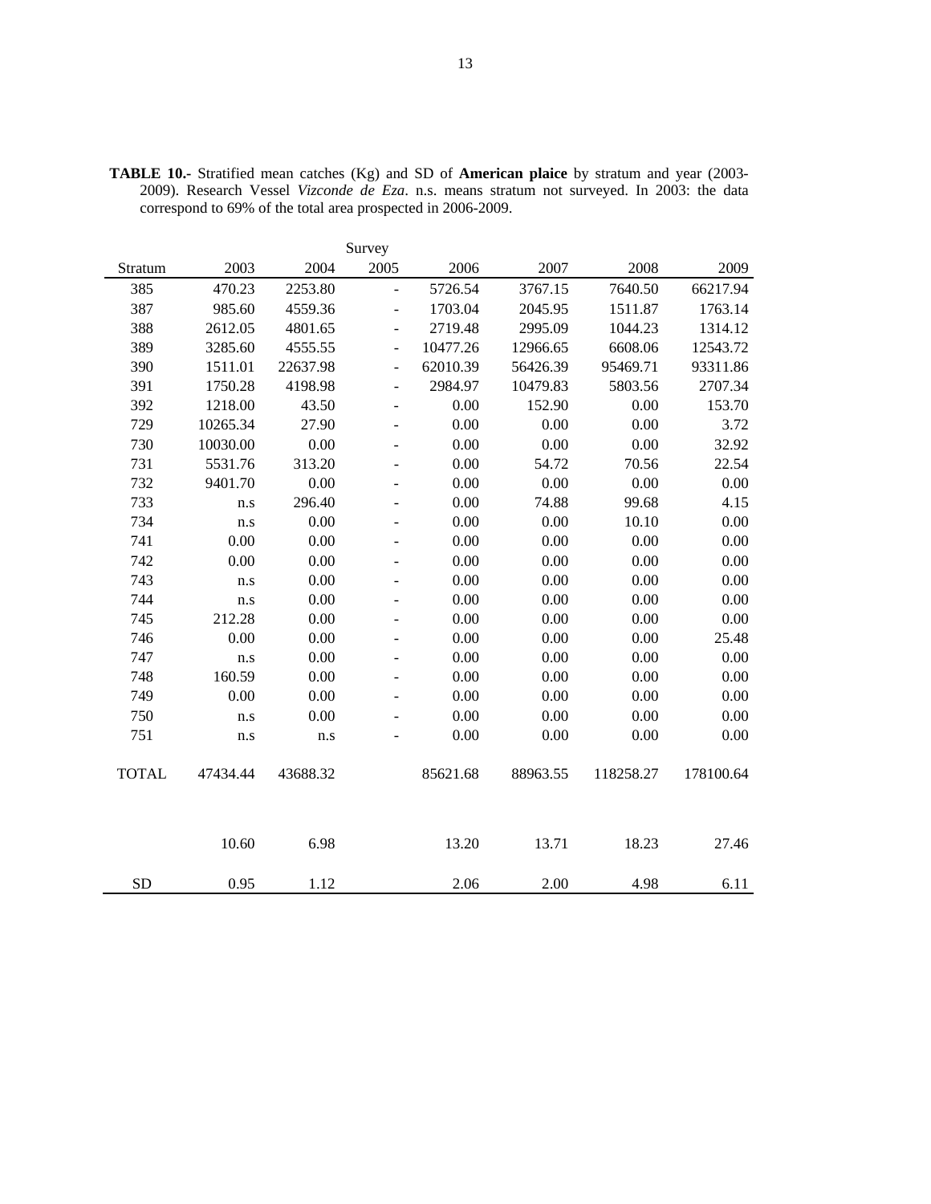**TABLE 10.-** Stratified mean catches (Kg) and SD of **American plaice** by stratum and year (2003-2009). Research Vessel *Vizconde de Eza*. n.s. means stratum not surveyed. In 2003: the data correspond to 69% of the total area prospected in 2006-2009.

| | Survey | | | | | | |
|---|---|---|---|---|---|---|---|
| Stratum | 2003 | 2004 | 2005 | 2006 | 2007 | 2008 | 2009 |
| 385 | 470.23 | 2253.80 | - | 5726.54 | 3767.15 | 7640.50 | 66217.94 |
| 387 | 985.60 | 4559.36 | - | 1703.04 | 2045.95 | 1511.87 | 1763.14 |
| 388 | 2612.05 | 4801.65 | - | 2719.48 | 2995.09 | 1044.23 | 1314.12 |
| 389 | 3285.60 | 4555.55 | - | 10477.26 | 12966.65 | 6608.06 | 12543.72 |
| 390 | 1511.01 | 22637.98 | - | 62010.39 | 56426.39 | 95469.71 | 93311.86 |
| 391 | 1750.28 | 4198.98 | - | 2984.97 | 10479.83 | 5803.56 | 2707.34 |
| 392 | 1218.00 | 43.50 | - | 0.00 | 152.90 | 0.00 | 153.70 |
| 729 | 10265.34 | 27.90 | - | 0.00 | 0.00 | 0.00 | 3.72 |
| 730 | 10030.00 | 0.00 | - | 0.00 | 0.00 | 0.00 | 32.92 |
| 731 | 5531.76 | 313.20 | - | 0.00 | 54.72 | 70.56 | 22.54 |
| 732 | 9401.70 | 0.00 | - | 0.00 | 0.00 | 0.00 | 0.00 |
| 733 | n.s | 296.40 | - | 0.00 | 74.88 | 99.68 | 4.15 |
| 734 | n.s | 0.00 | - | 0.00 | 0.00 | 10.10 | 0.00 |
| 741 | 0.00 | 0.00 | - | 0.00 | 0.00 | 0.00 | 0.00 |
| 742 | 0.00 | 0.00 | - | 0.00 | 0.00 | 0.00 | 0.00 |
| 743 | n.s | 0.00 | - | 0.00 | 0.00 | 0.00 | 0.00 |
| 744 | n.s | 0.00 | - | 0.00 | 0.00 | 0.00 | 0.00 |
| 745 | 212.28 | 0.00 | - | 0.00 | 0.00 | 0.00 | 0.00 |
| 746 | 0.00 | 0.00 | - | 0.00 | 0.00 | 0.00 | 25.48 |
| 747 | n.s | 0.00 | - | 0.00 | 0.00 | 0.00 | 0.00 |
| 748 | 160.59 | 0.00 | - | 0.00 | 0.00 | 0.00 | 0.00 |
| 749 | 0.00 | 0.00 | - | 0.00 | 0.00 | 0.00 | 0.00 |
| 750 | n.s | 0.00 | - | 0.00 | 0.00 | 0.00 | 0.00 |
| 751 | n.s | n.s | - | 0.00 | 0.00 | 0.00 | 0.00 |
| TOTAL | 47434.44 | 43688.32 | | 85621.68 | 88963.55 | 118258.27 | 178100.64 |
| | 10.60 | 6.98 | | 13.20 | 13.71 | 18.23 | 27.46 |
| SD | 0.95 | 1.12 | | 2.06 | 2.00 | 4.98 | 6.11 |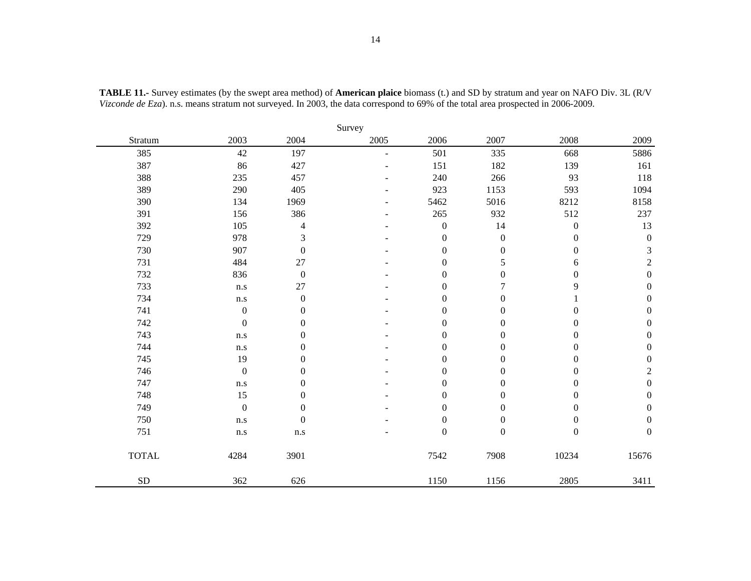**TABLE 11.-** Survey estimates (by the swept area method) of **American plaice** biomass (t.) and SD by stratum and year on NAFO Div. 3L (R/V *Vizconde de Eza*). n.s. means stratum not surveyed. In 2003, the data correspond to 69% of the total area prospected in 2006-2009.

| | Survey | | | | | | |
|---|---|---|---|---|---|---|---|
| Stratum | 2003 | 2004 | 2005 | 2006 | 2007 | 2008 | 2009 |
| 385 | 42 | 197 | - | 501 | 335 | 668 | 5886 |
| 387 | 86 | 427 | - | 151 | 182 | 139 | 161 |
| 388 | 235 | 457 | - | 240 | 266 | 93 | 118 |
| 389 | 290 | 405 | - | 923 | 1153 | 593 | 1094 |
| 390 | 134 | 1969 | - | 5462 | 5016 | 8212 | 8158 |
| 391 | 156 | 386 | - | 265 | 932 | 512 | 237 |
| 392 | 105 | 4 | - | 0 | 14 | 0 | 13 |
| 729 | 978 | 3 | - | 0 | 0 | 0 | 0 |
| 730 | 907 | 0 | - | 0 | 0 | 0 | 3 |
| 731 | 484 | 27 | - | 0 | 5 | 6 | 2 |
| 732 | 836 | 0 | - | 0 | 0 | 0 | 0 |
| 733 | n.s | 27 | - | 0 | 7 | 9 | 0 |
| 734 | n.s | 0 | - | 0 | 0 | 1 | 0 |
| 741 | 0 | 0 | - | 0 | 0 | 0 | 0 |
| 742 | 0 | 0 | - | 0 | 0 | 0 | 0 |
| 743 | n.s | 0 | - | 0 | 0 | 0 | 0 |
| 744 | n.s | 0 | - | 0 | 0 | 0 | 0 |
| 745 | 19 | 0 | - | 0 | 0 | 0 | 0 |
| 746 | 0 | 0 | - | 0 | 0 | 0 | 2 |
| 747 | n.s | 0 | - | 0 | 0 | 0 | 0 |
| 748 | 15 | 0 | - | 0 | 0 | 0 | 0 |
| 749 | 0 | 0 | - | 0 | 0 | 0 | 0 |
| 750 | n.s | 0 | - | 0 | 0 | 0 | 0 |
| 751 | n.s | n.s | - | 0 | 0 | 0 | 0 |
| TOTAL | 4284 | 3901 | | 7542 | 7908 | 10234 | 15676 |
| SD | 362 | 626 | | 1150 | 1156 | 2805 | 3411 |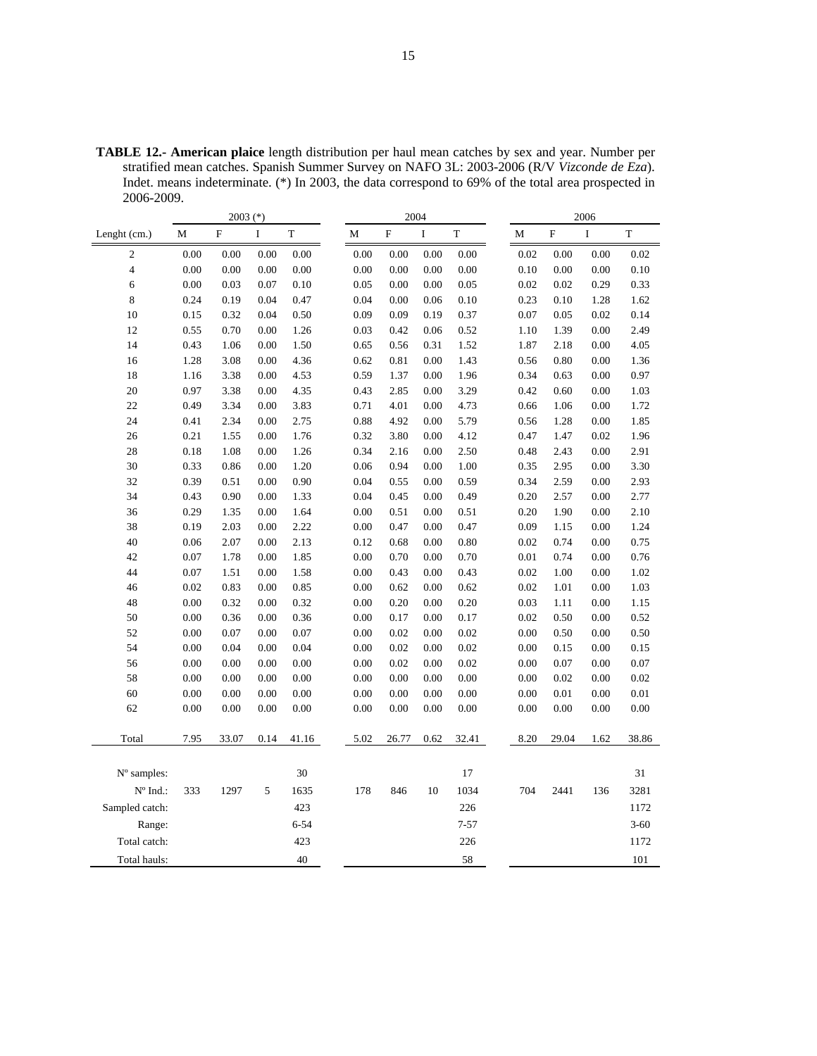**TABLE 12.- American plaice** length distribution per haul mean catches by sex and year. Number per stratified mean catches. Spanish Summer Survey on NAFO 3L: 2003-2006 (R/V *Vizconde de Eza*). Indet. means indeterminate. (*) In 2003, the data correspond to 69% of the total area prospected in 2006-2009.

| | 2003 (*) | | | | 2004 | | | | 2006 | | | |
|---|---|---|---|---|---|---|---|---|---|---|---|---|
| Lenght (cm.) | M | F | I | T | M | F | I | T | M | F | I | T |
| 2 | 0.00 | 0.00 | 0.00 | 0.00 | 0.00 | 0.00 | 0.00 | 0.00 | 0.02 | 0.00 | 0.00 | 0.02 |
| 4 | 0.00 | 0.00 | 0.00 | 0.00 | 0.00 | 0.00 | 0.00 | 0.00 | 0.10 | 0.00 | 0.00 | 0.10 |
| 6 | 0.00 | 0.03 | 0.07 | 0.10 | 0.05 | 0.00 | 0.00 | 0.05 | 0.02 | 0.02 | 0.29 | 0.33 |
| 8 | 0.24 | 0.19 | 0.04 | 0.47 | 0.04 | 0.00 | 0.06 | 0.10 | 0.23 | 0.10 | 1.28 | 1.62 |
| 10 | 0.15 | 0.32 | 0.04 | 0.50 | 0.09 | 0.09 | 0.19 | 0.37 | 0.07 | 0.05 | 0.02 | 0.14 |
| 12 | 0.55 | 0.70 | 0.00 | 1.26 | 0.03 | 0.42 | 0.06 | 0.52 | 1.10 | 1.39 | 0.00 | 2.49 |
| 14 | 0.43 | 1.06 | 0.00 | 1.50 | 0.65 | 0.56 | 0.31 | 1.52 | 1.87 | 2.18 | 0.00 | 4.05 |
| 16 | 1.28 | 3.08 | 0.00 | 4.36 | 0.62 | 0.81 | 0.00 | 1.43 | 0.56 | 0.80 | 0.00 | 1.36 |
| 18 | 1.16 | 3.38 | 0.00 | 4.53 | 0.59 | 1.37 | 0.00 | 1.96 | 0.34 | 0.63 | 0.00 | 0.97 |
| 20 | 0.97 | 3.38 | 0.00 | 4.35 | 0.43 | 2.85 | 0.00 | 3.29 | 0.42 | 0.60 | 0.00 | 1.03 |
| 22 | 0.49 | 3.34 | 0.00 | 3.83 | 0.71 | 4.01 | 0.00 | 4.73 | 0.66 | 1.06 | 0.00 | 1.72 |
| 24 | 0.41 | 2.34 | 0.00 | 2.75 | 0.88 | 4.92 | 0.00 | 5.79 | 0.56 | 1.28 | 0.00 | 1.85 |
| 26 | 0.21 | 1.55 | 0.00 | 1.76 | 0.32 | 3.80 | 0.00 | 4.12 | 0.47 | 1.47 | 0.02 | 1.96 |
| 28 | 0.18 | 1.08 | 0.00 | 1.26 | 0.34 | 2.16 | 0.00 | 2.50 | 0.48 | 2.43 | 0.00 | 2.91 |
| 30 | 0.33 | 0.86 | 0.00 | 1.20 | 0.06 | 0.94 | 0.00 | 1.00 | 0.35 | 2.95 | 0.00 | 3.30 |
| 32 | 0.39 | 0.51 | 0.00 | 0.90 | 0.04 | 0.55 | 0.00 | 0.59 | 0.34 | 2.59 | 0.00 | 2.93 |
| 34 | 0.43 | 0.90 | 0.00 | 1.33 | 0.04 | 0.45 | 0.00 | 0.49 | 0.20 | 2.57 | 0.00 | 2.77 |
| 36 | 0.29 | 1.35 | 0.00 | 1.64 | 0.00 | 0.51 | 0.00 | 0.51 | 0.20 | 1.90 | 0.00 | 2.10 |
| 38 | 0.19 | 2.03 | 0.00 | 2.22 | 0.00 | 0.47 | 0.00 | 0.47 | 0.09 | 1.15 | 0.00 | 1.24 |
| 40 | 0.06 | 2.07 | 0.00 | 2.13 | 0.12 | 0.68 | 0.00 | 0.80 | 0.02 | 0.74 | 0.00 | 0.75 |
| 42 | 0.07 | 1.78 | 0.00 | 1.85 | 0.00 | 0.70 | 0.00 | 0.70 | 0.01 | 0.74 | 0.00 | 0.76 |
| 44 | 0.07 | 1.51 | 0.00 | 1.58 | 0.00 | 0.43 | 0.00 | 0.43 | 0.02 | 1.00 | 0.00 | 1.02 |
| 46 | 0.02 | 0.83 | 0.00 | 0.85 | 0.00 | 0.62 | 0.00 | 0.62 | 0.02 | 1.01 | 0.00 | 1.03 |
| 48 | 0.00 | 0.32 | 0.00 | 0.32 | 0.00 | 0.20 | 0.00 | 0.20 | 0.03 | 1.11 | 0.00 | 1.15 |
| 50 | 0.00 | 0.36 | 0.00 | 0.36 | 0.00 | 0.17 | 0.00 | 0.17 | 0.02 | 0.50 | 0.00 | 0.52 |
| 52 | 0.00 | 0.07 | 0.00 | 0.07 | 0.00 | 0.02 | 0.00 | 0.02 | 0.00 | 0.50 | 0.00 | 0.50 |
| 54 | 0.00 | 0.04 | 0.00 | 0.04 | 0.00 | 0.02 | 0.00 | 0.02 | 0.00 | 0.15 | 0.00 | 0.15 |
| 56 | 0.00 | 0.00 | 0.00 | 0.00 | 0.00 | 0.02 | 0.00 | 0.02 | 0.00 | 0.07 | 0.00 | 0.07 |
| 58 | 0.00 | 0.00 | 0.00 | 0.00 | 0.00 | 0.00 | 0.00 | 0.00 | 0.00 | 0.02 | 0.00 | 0.02 |
| 60 | 0.00 | 0.00 | 0.00 | 0.00 | 0.00 | 0.00 | 0.00 | 0.00 | 0.00 | 0.01 | 0.00 | 0.01 |
| 62 | 0.00 | 0.00 | 0.00 | 0.00 | 0.00 | 0.00 | 0.00 | 0.00 | 0.00 | 0.00 | 0.00 | 0.00 |
| Total | 7.95 | 33.07 | 0.14 | 41.16 | 5.02 | 26.77 | 0.62 | 32.41 | 8.20 | 29.04 | 1.62 | 38.86 |
| Nº samples: | | | | 30 | | | | 17 | | | | 31 |
| Nº Ind.: | 333 | 1297 | 5 | 1635 | 178 | 846 | 10 | 1034 | 704 | 2441 | 136 | 3281 |
| Sampled catch: | | | | 423 | | | | 226 | | | | 1172 |
| Range: | | | | 6-54 | | | | 7-57 | | | | 3-60 |
| Total catch: | | | | 423 | | | | 226 | | | | 1172 |
| Total hauls: | | | | 40 | | | | 58 | | | | 101 |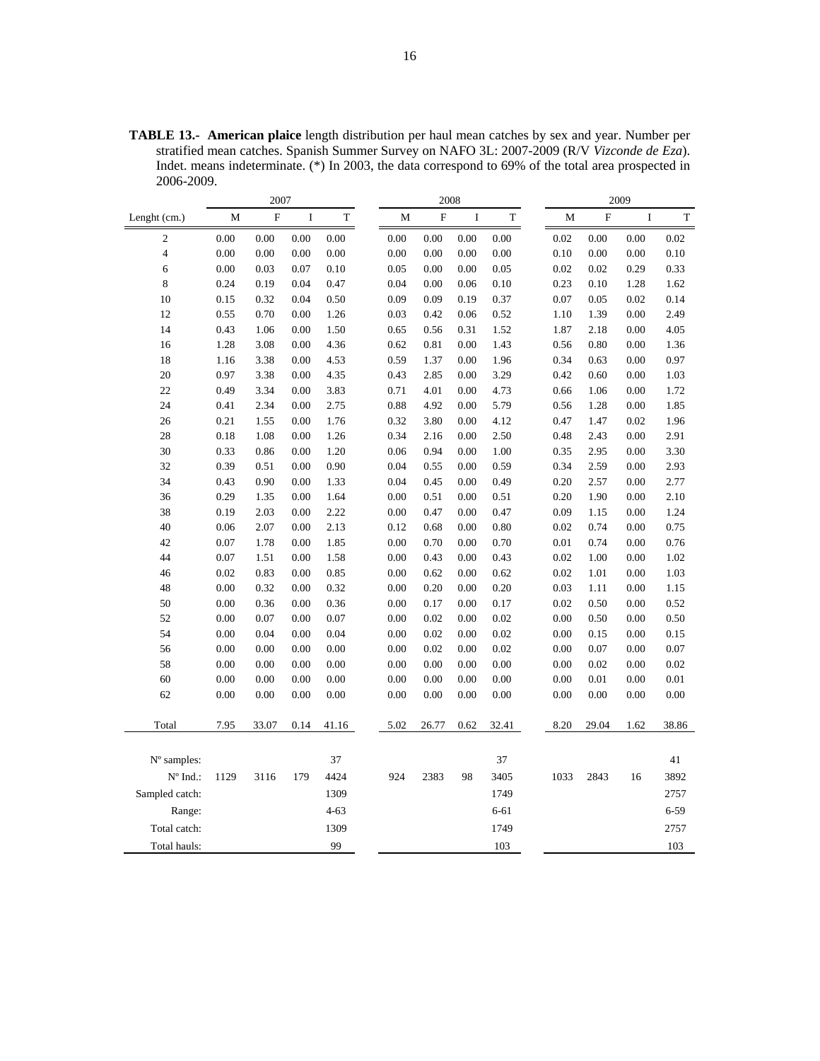**TABLE 13.- American plaice** length distribution per haul mean catches by sex and year. Number per stratified mean catches. Spanish Summer Survey on NAFO 3L: 2007-2009 (R/V *Vizconde de Eza*). Indet. means indeterminate. (*) In 2003, the data correspond to 69% of the total area prospected in 2006-2009.

| | 2007 | | | | 2008 | | | | 2009 | | | |
|---|---|---|---|---|---|---|---|---|---|---|---|---|
| Lenght (cm.) | M | F | I | T | M | F | I | T | M | F | I | T |
| 2 | 0.00 | 0.00 | 0.00 | 0.00 | 0.00 | 0.00 | 0.00 | 0.00 | 0.02 | 0.00 | 0.00 | 0.02 |
| 4 | 0.00 | 0.00 | 0.00 | 0.00 | 0.00 | 0.00 | 0.00 | 0.00 | 0.10 | 0.00 | 0.00 | 0.10 |
| 6 | 0.00 | 0.03 | 0.07 | 0.10 | 0.05 | 0.00 | 0.00 | 0.05 | 0.02 | 0.02 | 0.29 | 0.33 |
| 8 | 0.24 | 0.19 | 0.04 | 0.47 | 0.04 | 0.00 | 0.06 | 0.10 | 0.23 | 0.10 | 1.28 | 1.62 |
| 10 | 0.15 | 0.32 | 0.04 | 0.50 | 0.09 | 0.09 | 0.19 | 0.37 | 0.07 | 0.05 | 0.02 | 0.14 |
| 12 | 0.55 | 0.70 | 0.00 | 1.26 | 0.03 | 0.42 | 0.06 | 0.52 | 1.10 | 1.39 | 0.00 | 2.49 |
| 14 | 0.43 | 1.06 | 0.00 | 1.50 | 0.65 | 0.56 | 0.31 | 1.52 | 1.87 | 2.18 | 0.00 | 4.05 |
| 16 | 1.28 | 3.08 | 0.00 | 4.36 | 0.62 | 0.81 | 0.00 | 1.43 | 0.56 | 0.80 | 0.00 | 1.36 |
| 18 | 1.16 | 3.38 | 0.00 | 4.53 | 0.59 | 1.37 | 0.00 | 1.96 | 0.34 | 0.63 | 0.00 | 0.97 |
| 20 | 0.97 | 3.38 | 0.00 | 4.35 | 0.43 | 2.85 | 0.00 | 3.29 | 0.42 | 0.60 | 0.00 | 1.03 |
| 22 | 0.49 | 3.34 | 0.00 | 3.83 | 0.71 | 4.01 | 0.00 | 4.73 | 0.66 | 1.06 | 0.00 | 1.72 |
| 24 | 0.41 | 2.34 | 0.00 | 2.75 | 0.88 | 4.92 | 0.00 | 5.79 | 0.56 | 1.28 | 0.00 | 1.85 |
| 26 | 0.21 | 1.55 | 0.00 | 1.76 | 0.32 | 3.80 | 0.00 | 4.12 | 0.47 | 1.47 | 0.02 | 1.96 |
| 28 | 0.18 | 1.08 | 0.00 | 1.26 | 0.34 | 2.16 | 0.00 | 2.50 | 0.48 | 2.43 | 0.00 | 2.91 |
| 30 | 0.33 | 0.86 | 0.00 | 1.20 | 0.06 | 0.94 | 0.00 | 1.00 | 0.35 | 2.95 | 0.00 | 3.30 |
| 32 | 0.39 | 0.51 | 0.00 | 0.90 | 0.04 | 0.55 | 0.00 | 0.59 | 0.34 | 2.59 | 0.00 | 2.93 |
| 34 | 0.43 | 0.90 | 0.00 | 1.33 | 0.04 | 0.45 | 0.00 | 0.49 | 0.20 | 2.57 | 0.00 | 2.77 |
| 36 | 0.29 | 1.35 | 0.00 | 1.64 | 0.00 | 0.51 | 0.00 | 0.51 | 0.20 | 1.90 | 0.00 | 2.10 |
| 38 | 0.19 | 2.03 | 0.00 | 2.22 | 0.00 | 0.47 | 0.00 | 0.47 | 0.09 | 1.15 | 0.00 | 1.24 |
| 40 | 0.06 | 2.07 | 0.00 | 2.13 | 0.12 | 0.68 | 0.00 | 0.80 | 0.02 | 0.74 | 0.00 | 0.75 |
| 42 | 0.07 | 1.78 | 0.00 | 1.85 | 0.00 | 0.70 | 0.00 | 0.70 | 0.01 | 0.74 | 0.00 | 0.76 |
| 44 | 0.07 | 1.51 | 0.00 | 1.58 | 0.00 | 0.43 | 0.00 | 0.43 | 0.02 | 1.00 | 0.00 | 1.02 |
| 46 | 0.02 | 0.83 | 0.00 | 0.85 | 0.00 | 0.62 | 0.00 | 0.62 | 0.02 | 1.01 | 0.00 | 1.03 |
| 48 | 0.00 | 0.32 | 0.00 | 0.32 | 0.00 | 0.20 | 0.00 | 0.20 | 0.03 | 1.11 | 0.00 | 1.15 |
| 50 | 0.00 | 0.36 | 0.00 | 0.36 | 0.00 | 0.17 | 0.00 | 0.17 | 0.02 | 0.50 | 0.00 | 0.52 |
| 52 | 0.00 | 0.07 | 0.00 | 0.07 | 0.00 | 0.02 | 0.00 | 0.02 | 0.00 | 0.50 | 0.00 | 0.50 |
| 54 | 0.00 | 0.04 | 0.00 | 0.04 | 0.00 | 0.02 | 0.00 | 0.02 | 0.00 | 0.15 | 0.00 | 0.15 |
| 56 | 0.00 | 0.00 | 0.00 | 0.00 | 0.00 | 0.02 | 0.00 | 0.02 | 0.00 | 0.07 | 0.00 | 0.07 |
| 58 | 0.00 | 0.00 | 0.00 | 0.00 | 0.00 | 0.00 | 0.00 | 0.00 | 0.00 | 0.02 | 0.00 | 0.02 |
| 60 | 0.00 | 0.00 | 0.00 | 0.00 | 0.00 | 0.00 | 0.00 | 0.00 | 0.00 | 0.01 | 0.00 | 0.01 |
| 62 | 0.00 | 0.00 | 0.00 | 0.00 | 0.00 | 0.00 | 0.00 | 0.00 | 0.00 | 0.00 | 0.00 | 0.00 |
| Total | 7.95 | 33.07 | 0.14 | 41.16 | 5.02 | 26.77 | 0.62 | 32.41 | 8.20 | 29.04 | 1.62 | 38.86 |
| Nº samples: | | | | 37 | | | | 37 | | | | 41 |
| Nº Ind.: | 1129 | 3116 | 179 | 4424 | 924 | 2383 | 98 | 3405 | 1033 | 2843 | 16 | 3892 |
| Sampled catch: | | | | 1309 | | | | 1749 | | | | 2757 |
| Range: | | | | 4-63 | | | | 6-61 | | | | 6-59 |
| Total catch: | | | | 1309 | | | | 1749 | | | | 2757 |
| Total hauls: | | | | 99 | | | | 103 | | | | 103 |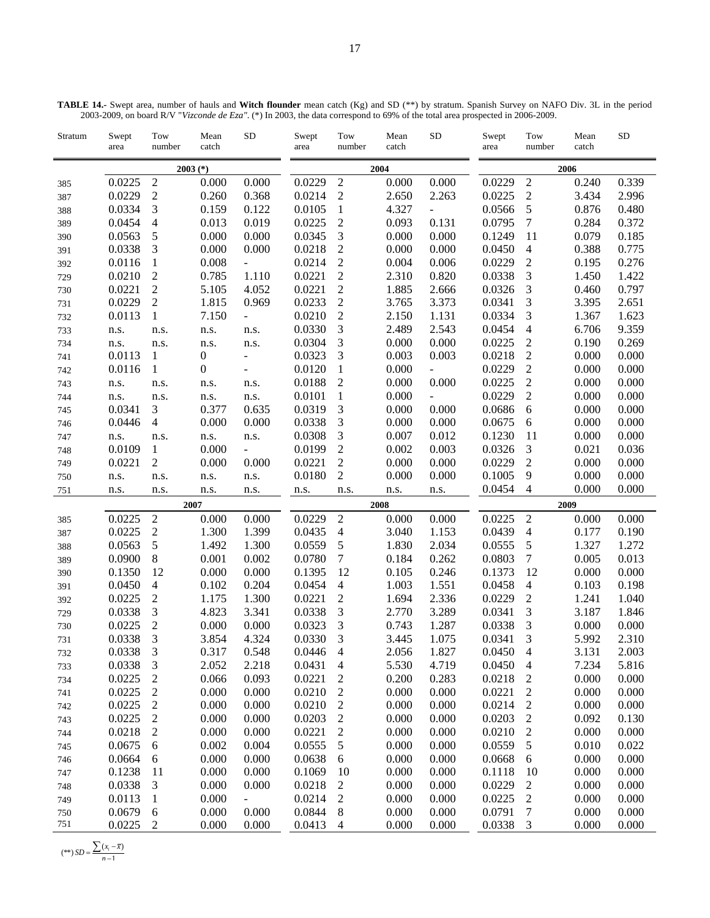**TABLE 14.-** Swept area, number of hauls and **Witch flounder** mean catch (Kg) and SD (**) by stratum. Spanish Survey on NAFO Div. 3L in the period 2003-2009, on board R/V "*Vizconde de Eza"*. (*) In 2003, the data correspond to 69% of the total area prospected in 2006-2009.

| Stratum | Swept area | Tow number | Mean catch | SD | Swept area | Tow number | Mean catch | SD | Swept area | Tow number | Mean catch | SD |
|---|---|---|---|---|---|---|---|---|---|---|---|---|
| | 2003 (*) | | | | 2004 | | | | 2006 | | | |
| 385 | 0.0225 | 2 | 0.000 | 0.000 | 0.0229 | 2 | 0.000 | 0.000 | 0.0229 | 2 | 0.240 | 0.339 |
| 387 | 0.0229 | 2 | 0.260 | 0.368 | 0.0214 | 2 | 2.650 | 2.263 | 0.0225 | 2 | 3.434 | 2.996 |
| 388 | 0.0334 | 3 | 0.159 | 0.122 | 0.0105 | 1 | 4.327 | - | 0.0566 | 5 | 0.876 | 0.480 |
| 389 | 0.0454 | 4 | 0.013 | 0.019 | 0.0225 | 2 | 0.093 | 0.131 | 0.0795 | 7 | 0.284 | 0.372 |
| 390 | 0.0563 | 5 | 0.000 | 0.000 | 0.0345 | 3 | 0.000 | 0.000 | 0.1249 | 11 | 0.079 | 0.185 |
| 391 | 0.0338 | 3 | 0.000 | 0.000 | 0.0218 | 2 | 0.000 | 0.000 | 0.0450 | 4 | 0.388 | 0.775 |
| 392 | 0.0116 | 1 | 0.008 | - | 0.0214 | 2 | 0.004 | 0.006 | 0.0229 | 2 | 0.195 | 0.276 |
| 729 | 0.0210 | 2 | 0.785 | 1.110 | 0.0221 | 2 | 2.310 | 0.820 | 0.0338 | 3 | 1.450 | 1.422 |
| 730 | 0.0221 | 2 | 5.105 | 4.052 | 0.0221 | 2 | 1.885 | 2.666 | 0.0326 | 3 | 0.460 | 0.797 |
| 731 | 0.0229 | 2 | 1.815 | 0.969 | 0.0233 | 2 | 3.765 | 3.373 | 0.0341 | 3 | 3.395 | 2.651 |
| 732 | 0.0113 | 1 | 7.150 | - | 0.0210 | 2 | 2.150 | 1.131 | 0.0334 | 3 | 1.367 | 1.623 |
| 733 | n.s. | n.s. | n.s. | n.s. | 0.0330 | 3 | 2.489 | 2.543 | 0.0454 | 4 | 6.706 | 9.359 |
| 734 | n.s. | n.s. | n.s. | n.s. | 0.0304 | 3 | 0.000 | 0.000 | 0.0225 | 2 | 0.190 | 0.269 |
| 741 | 0.0113 | 1 | 0 | - | 0.0323 | 3 | 0.003 | 0.003 | 0.0218 | 2 | 0.000 | 0.000 |
| 742 | 0.0116 | 1 | 0 | - | 0.0120 | 1 | 0.000 | - | 0.0229 | 2 | 0.000 | 0.000 |
| 743 | n.s. | n.s. | n.s. | n.s. | 0.0188 | 2 | 0.000 | 0.000 | 0.0225 | 2 | 0.000 | 0.000 |
| 744 | n.s. | n.s. | n.s. | n.s. | 0.0101 | 1 | 0.000 | - | 0.0229 | 2 | 0.000 | 0.000 |
| 745 | 0.0341 | 3 | 0.377 | 0.635 | 0.0319 | 3 | 0.000 | 0.000 | 0.0686 | 6 | 0.000 | 0.000 |
| 746 | 0.0446 | 4 | 0.000 | 0.000 | 0.0338 | 3 | 0.000 | 0.000 | 0.0675 | 6 | 0.000 | 0.000 |
| 747 | n.s. | n.s. | n.s. | n.s. | 0.0308 | 3 | 0.007 | 0.012 | 0.1230 | 11 | 0.000 | 0.000 |
| 748 | 0.0109 | 1 | 0.000 | - | 0.0199 | 2 | 0.002 | 0.003 | 0.0326 | 3 | 0.021 | 0.036 |
| 749 | 0.0221 | 2 | 0.000 | 0.000 | 0.0221 | 2 | 0.000 | 0.000 | 0.0229 | 2 | 0.000 | 0.000 |
| 750 | n.s. | n.s. | n.s. | n.s. | 0.0180 | 2 | 0.000 | 0.000 | 0.1005 | 9 | 0.000 | 0.000 |
| 751 | n.s. | n.s. | n.s. | n.s. | n.s. | n.s. | n.s. | n.s. | 0.0454 | 4 | 0.000 | 0.000 |
| | 2007 | | | | 2008 | | | | 2009 | | | |
| 385 | 0.0225 | 2 | 0.000 | 0.000 | 0.0229 | 2 | 0.000 | 0.000 | 0.0225 | 2 | 0.000 | 0.000 |
| 387 | 0.0225 | 2 | 1.300 | 1.399 | 0.0435 | 4 | 3.040 | 1.153 | 0.0439 | 4 | 0.177 | 0.190 |
| 388 | 0.0563 | 5 | 1.492 | 1.300 | 0.0559 | 5 | 1.830 | 2.034 | 0.0555 | 5 | 1.327 | 1.272 |
| 389 | 0.0900 | 8 | 0.001 | 0.002 | 0.0780 | 7 | 0.184 | 0.262 | 0.0803 | 7 | 0.005 | 0.013 |
| 390 | 0.1350 | 12 | 0.000 | 0.000 | 0.1395 | 12 | 0.105 | 0.246 | 0.1373 | 12 | 0.000 | 0.000 |
| 391 | 0.0450 | 4 | 0.102 | 0.204 | 0.0454 | 4 | 1.003 | 1.551 | 0.0458 | 4 | 0.103 | 0.198 |
| 392 | 0.0225 | 2 | 1.175 | 1.300 | 0.0221 | 2 | 1.694 | 2.336 | 0.0229 | 2 | 1.241 | 1.040 |
| 729 | 0.0338 | 3 | 4.823 | 3.341 | 0.0338 | 3 | 2.770 | 3.289 | 0.0341 | 3 | 3.187 | 1.846 |
| 730 | 0.0225 | 2 | 0.000 | 0.000 | 0.0323 | 3 | 0.743 | 1.287 | 0.0338 | 3 | 0.000 | 0.000 |
| 731 | 0.0338 | 3 | 3.854 | 4.324 | 0.0330 | 3 | 3.445 | 1.075 | 0.0341 | 3 | 5.992 | 2.310 |
| 732 | 0.0338 | 3 | 0.317 | 0.548 | 0.0446 | 4 | 2.056 | 1.827 | 0.0450 | 4 | 3.131 | 2.003 |
| 733 | 0.0338 | 3 | 2.052 | 2.218 | 0.0431 | 4 | 5.530 | 4.719 | 0.0450 | 4 | 7.234 | 5.816 |
| 734 | 0.0225 | 2 | 0.066 | 0.093 | 0.0221 | 2 | 0.200 | 0.283 | 0.0218 | 2 | 0.000 | 0.000 |
| 741 | 0.0225 | 2 | 0.000 | 0.000 | 0.0210 | 2 | 0.000 | 0.000 | 0.0221 | 2 | 0.000 | 0.000 |
| 742 | 0.0225 | 2 | 0.000 | 0.000 | 0.0210 | 2 | 0.000 | 0.000 | 0.0214 | 2 | 0.000 | 0.000 |
| 743 | 0.0225 | 2 | 0.000 | 0.000 | 0.0203 | 2 | 0.000 | 0.000 | 0.0203 | 2 | 0.092 | 0.130 |
| 744 | 0.0218 | 2 | 0.000 | 0.000 | 0.0221 | 2 | 0.000 | 0.000 | 0.0210 | 2 | 0.000 | 0.000 |
| 745 | 0.0675 | 6 | 0.002 | 0.004 | 0.0555 | 5 | 0.000 | 0.000 | 0.0559 | 5 | 0.010 | 0.022 |
| 746 | 0.0664 | 6 | 0.000 | 0.000 | 0.0638 | 6 | 0.000 | 0.000 | 0.0668 | 6 | 0.000 | 0.000 |
| 747 | 0.1238 | 11 | 0.000 | 0.000 | 0.1069 | 10 | 0.000 | 0.000 | 0.1118 | 10 | 0.000 | 0.000 |
| 748 | 0.0338 | 3 | 0.000 | 0.000 | 0.0218 | 2 | 0.000 | 0.000 | 0.0229 | 2 | 0.000 | 0.000 |
| 749 | 0.0113 | 1 | 0.000 | - | 0.0214 | 2 | 0.000 | 0.000 | 0.0225 | 2 | 0.000 | 0.000 |
| 750 | 0.0679 | 6 | 0.000 | 0.000 | 0.0844 | 8 | 0.000 | 0.000 | 0.0791 | 7 | 0.000 | 0.000 |
| 751 | 0.0225 | 2 | 0.000 | 0.000 | 0.0413 | 4 | 0.000 | 0.000 | 0.0338 | 3 | 0.000 | 0.000 |

(**) $SD = \frac{\sum (x_i - \bar{x})}{n-1}$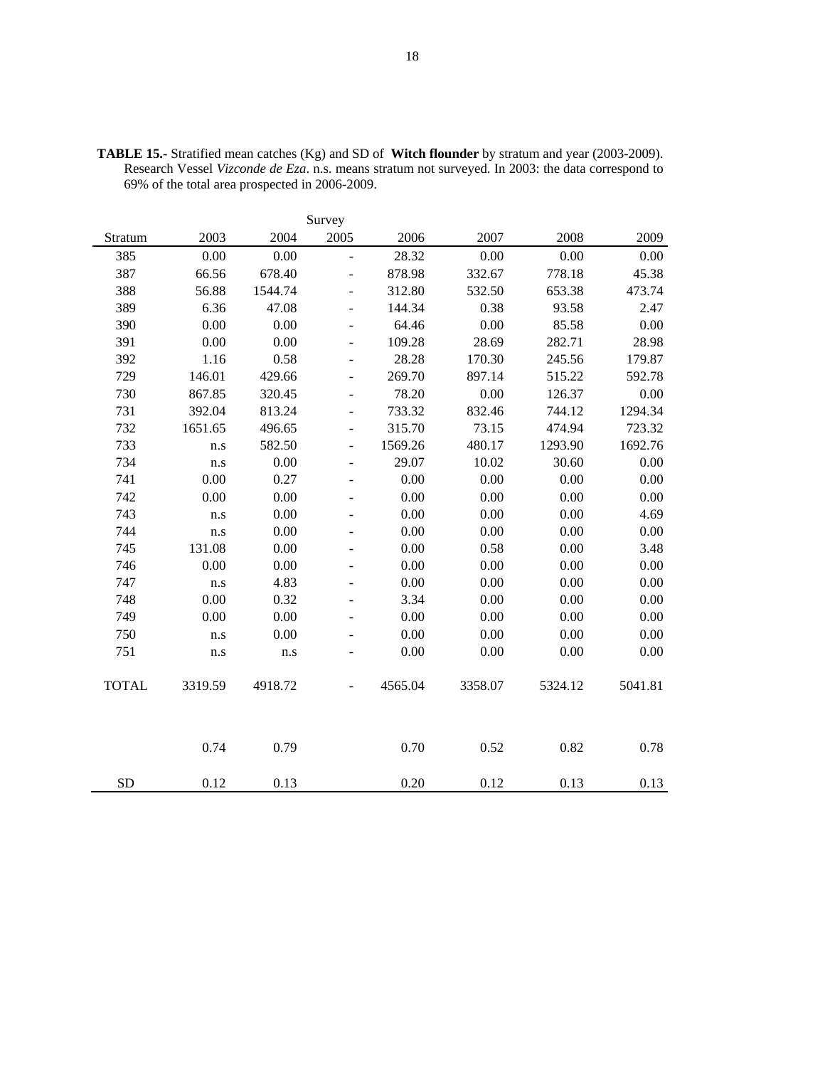**TABLE 15.-** Stratified mean catches (Kg) and SD of **Witch flounder** by stratum and year (2003-2009). Research Vessel *Vizconde de Eza*. n.s. means stratum not surveyed. In 2003: the data correspond to 69% of the total area prospected in 2006-2009.

| | | | Survey | | | | |
|---|---|---|---|---|---|---|---|
| Stratum | 2003 | 2004 | 2005 | 2006 | 2007 | 2008 | 2009 |
| 385 | 0.00 | 0.00 | - | 28.32 | 0.00 | 0.00 | 0.00 |
| 387 | 66.56 | 678.40 | - | 878.98 | 332.67 | 778.18 | 45.38 |
| 388 | 56.88 | 1544.74 | - | 312.80 | 532.50 | 653.38 | 473.74 |
| 389 | 6.36 | 47.08 | - | 144.34 | 0.38 | 93.58 | 2.47 |
| 390 | 0.00 | 0.00 | - | 64.46 | 0.00 | 85.58 | 0.00 |
| 391 | 0.00 | 0.00 | - | 109.28 | 28.69 | 282.71 | 28.98 |
| 392 | 1.16 | 0.58 | - | 28.28 | 170.30 | 245.56 | 179.87 |
| 729 | 146.01 | 429.66 | - | 269.70 | 897.14 | 515.22 | 592.78 |
| 730 | 867.85 | 320.45 | - | 78.20 | 0.00 | 126.37 | 0.00 |
| 731 | 392.04 | 813.24 | - | 733.32 | 832.46 | 744.12 | 1294.34 |
| 732 | 1651.65 | 496.65 | - | 315.70 | 73.15 | 474.94 | 723.32 |
| 733 | n.s | 582.50 | - | 1569.26 | 480.17 | 1293.90 | 1692.76 |
| 734 | n.s | 0.00 | - | 29.07 | 10.02 | 30.60 | 0.00 |
| 741 | 0.00 | 0.27 | - | 0.00 | 0.00 | 0.00 | 0.00 |
| 742 | 0.00 | 0.00 | - | 0.00 | 0.00 | 0.00 | 0.00 |
| 743 | n.s | 0.00 | - | 0.00 | 0.00 | 0.00 | 4.69 |
| 744 | n.s | 0.00 | - | 0.00 | 0.00 | 0.00 | 0.00 |
| 745 | 131.08 | 0.00 | - | 0.00 | 0.58 | 0.00 | 3.48 |
| 746 | 0.00 | 0.00 | - | 0.00 | 0.00 | 0.00 | 0.00 |
| 747 | n.s | 4.83 | - | 0.00 | 0.00 | 0.00 | 0.00 |
| 748 | 0.00 | 0.32 | - | 3.34 | 0.00 | 0.00 | 0.00 |
| 749 | 0.00 | 0.00 | - | 0.00 | 0.00 | 0.00 | 0.00 |
| 750 | n.s | 0.00 | - | 0.00 | 0.00 | 0.00 | 0.00 |
| 751 | n.s | n.s | - | 0.00 | 0.00 | 0.00 | 0.00 |
| TOTAL | 3319.59 | 4918.72 | - | 4565.04 | 3358.07 | 5324.12 | 5041.81 |
| | 0.74 | 0.79 | | 0.70 | 0.52 | 0.82 | 0.78 |
| SD | 0.12 | 0.13 | | 0.20 | 0.12 | 0.13 | 0.13 |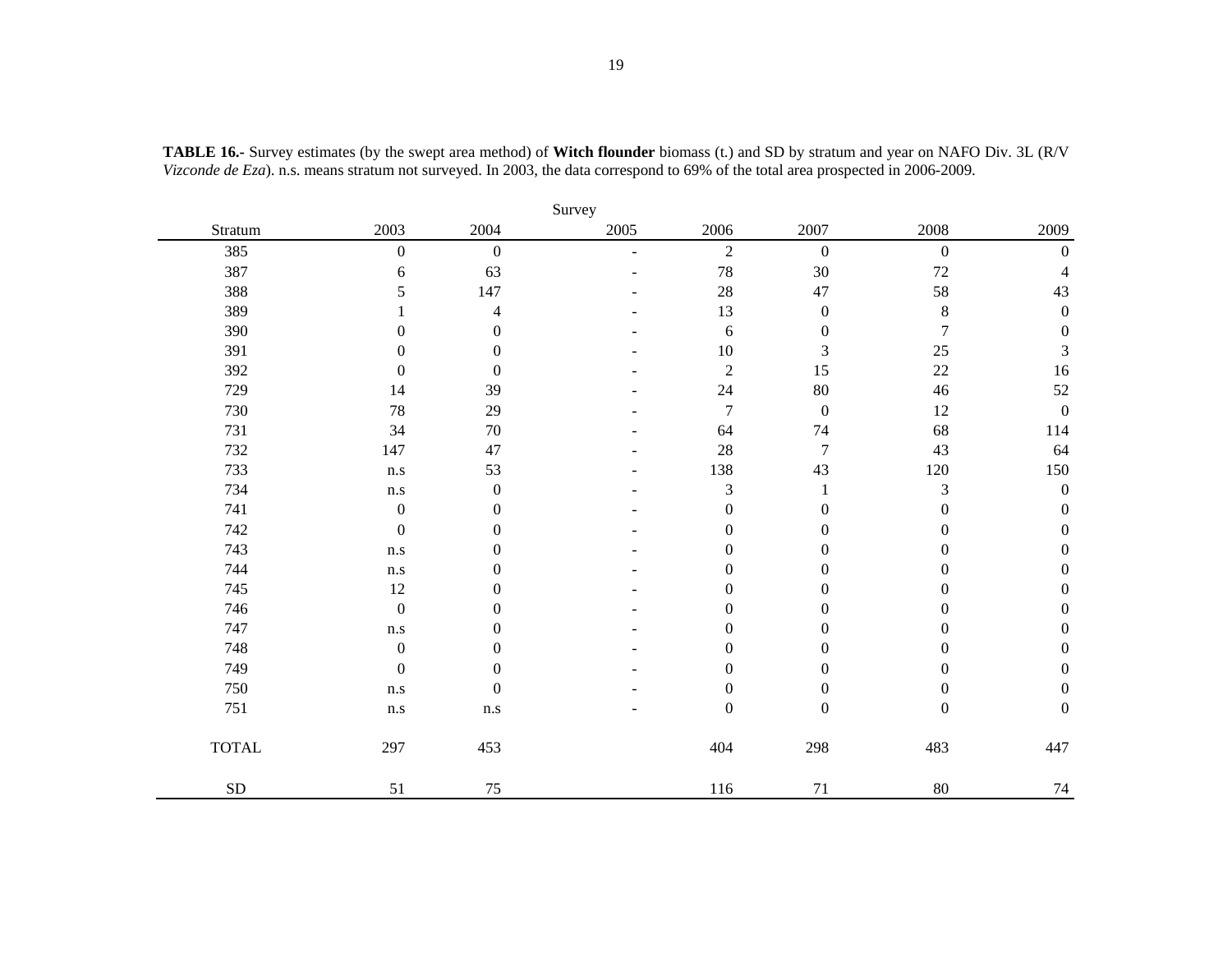**TABLE 16.-** Survey estimates (by the swept area method) of **Witch flounder** biomass (t.) and SD by stratum and year on NAFO Div. 3L (R/V *Vizconde de Eza*). n.s. means stratum not surveyed. In 2003, the data correspond to 69% of the total area prospected in 2006-2009.

| | Survey | | | | | | |
|---|---|---|---|---|---|---|---|
| Stratum | 2003 | 2004 | 2005 | 2006 | 2007 | 2008 | 2009 |
| 385 | 0 | 0 | - | 2 | 0 | 0 | 0 |
| 387 | 6 | 63 | - | 78 | 30 | 72 | 4 |
| 388 | 5 | 147 | - | 28 | 47 | 58 | 43 |
| 389 | 1 | 4 | - | 13 | 0 | 8 | 0 |
| 390 | 0 | 0 | - | 6 | 0 | 7 | 0 |
| 391 | 0 | 0 | - | 10 | 3 | 25 | 3 |
| 392 | 0 | 0 | - | 2 | 15 | 22 | 16 |
| 729 | 14 | 39 | - | 24 | 80 | 46 | 52 |
| 730 | 78 | 29 | - | 7 | 0 | 12 | 0 |
| 731 | 34 | 70 | - | 64 | 74 | 68 | 114 |
| 732 | 147 | 47 | - | 28 | 7 | 43 | 64 |
| 733 | n.s | 53 | - | 138 | 43 | 120 | 150 |
| 734 | n.s | 0 | - | 3 | 1 | 3 | 0 |
| 741 | 0 | 0 | - | 0 | 0 | 0 | 0 |
| 742 | 0 | 0 | - | 0 | 0 | 0 | 0 |
| 743 | n.s | 0 | - | 0 | 0 | 0 | 0 |
| 744 | n.s | 0 | - | 0 | 0 | 0 | 0 |
| 745 | 12 | 0 | - | 0 | 0 | 0 | 0 |
| 746 | 0 | 0 | - | 0 | 0 | 0 | 0 |
| 747 | n.s | 0 | - | 0 | 0 | 0 | 0 |
| 748 | 0 | 0 | - | 0 | 0 | 0 | 0 |
| 749 | 0 | 0 | - | 0 | 0 | 0 | 0 |
| 750 | n.s | 0 | - | 0 | 0 | 0 | 0 |
| 751 | n.s | n.s | - | 0 | 0 | 0 | 0 |
| TOTAL | 297 | 453 | | 404 | 298 | 483 | 447 |
| SD | 51 | 75 | | 116 | 71 | 80 | 74 |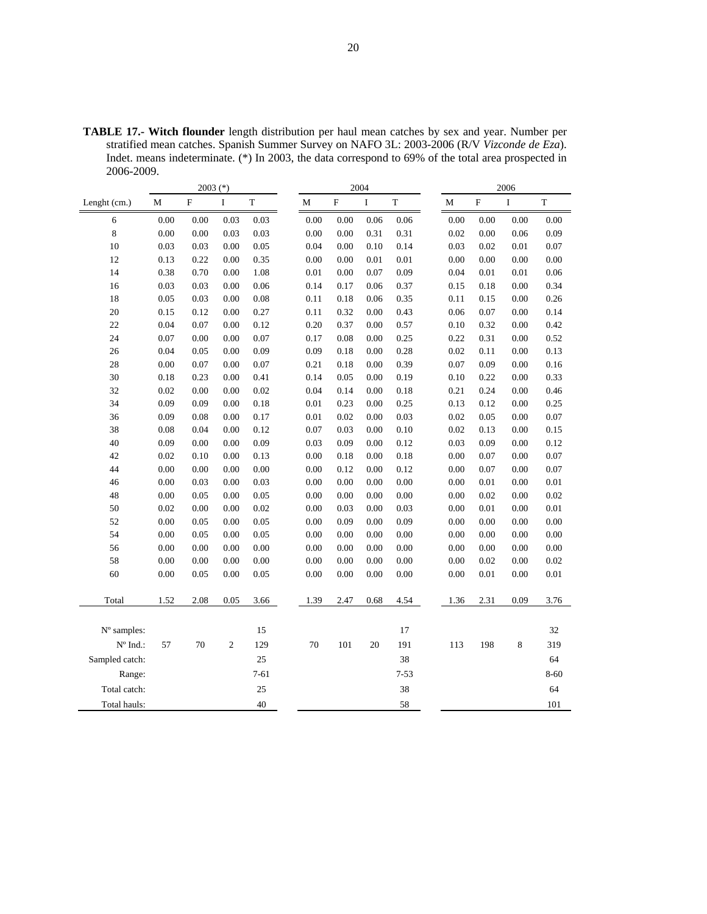**TABLE 17.- Witch flounder** length distribution per haul mean catches by sex and year. Number per stratified mean catches. Spanish Summer Survey on NAFO 3L: 2003-2006 (R/V *Vizconde de Eza*). Indet. means indeterminate. (*) In 2003, the data correspond to 69% of the total area prospected in 2006-2009.

| | 2003 (*) | | | | 2004 | | | | 2006 | | | |
|---|---|---|---|---|---|---|---|---|---|---|---|---|
| Lenght (cm.) | M | F | I | T | M | F | I | T | M | F | I | T |
| 6 | 0.00 | 0.00 | 0.03 | 0.03 | 0.00 | 0.00 | 0.06 | 0.06 | 0.00 | 0.00 | 0.00 | 0.00 |
| 8 | 0.00 | 0.00 | 0.03 | 0.03 | 0.00 | 0.00 | 0.31 | 0.31 | 0.02 | 0.00 | 0.06 | 0.09 |
| 10 | 0.03 | 0.03 | 0.00 | 0.05 | 0.04 | 0.00 | 0.10 | 0.14 | 0.03 | 0.02 | 0.01 | 0.07 |
| 12 | 0.13 | 0.22 | 0.00 | 0.35 | 0.00 | 0.00 | 0.01 | 0.01 | 0.00 | 0.00 | 0.00 | 0.00 |
| 14 | 0.38 | 0.70 | 0.00 | 1.08 | 0.01 | 0.00 | 0.07 | 0.09 | 0.04 | 0.01 | 0.01 | 0.06 |
| 16 | 0.03 | 0.03 | 0.00 | 0.06 | 0.14 | 0.17 | 0.06 | 0.37 | 0.15 | 0.18 | 0.00 | 0.34 |
| 18 | 0.05 | 0.03 | 0.00 | 0.08 | 0.11 | 0.18 | 0.06 | 0.35 | 0.11 | 0.15 | 0.00 | 0.26 |
| 20 | 0.15 | 0.12 | 0.00 | 0.27 | 0.11 | 0.32 | 0.00 | 0.43 | 0.06 | 0.07 | 0.00 | 0.14 |
| 22 | 0.04 | 0.07 | 0.00 | 0.12 | 0.20 | 0.37 | 0.00 | 0.57 | 0.10 | 0.32 | 0.00 | 0.42 |
| 24 | 0.07 | 0.00 | 0.00 | 0.07 | 0.17 | 0.08 | 0.00 | 0.25 | 0.22 | 0.31 | 0.00 | 0.52 |
| 26 | 0.04 | 0.05 | 0.00 | 0.09 | 0.09 | 0.18 | 0.00 | 0.28 | 0.02 | 0.11 | 0.00 | 0.13 |
| 28 | 0.00 | 0.07 | 0.00 | 0.07 | 0.21 | 0.18 | 0.00 | 0.39 | 0.07 | 0.09 | 0.00 | 0.16 |
| 30 | 0.18 | 0.23 | 0.00 | 0.41 | 0.14 | 0.05 | 0.00 | 0.19 | 0.10 | 0.22 | 0.00 | 0.33 |
| 32 | 0.02 | 0.00 | 0.00 | 0.02 | 0.04 | 0.14 | 0.00 | 0.18 | 0.21 | 0.24 | 0.00 | 0.46 |
| 34 | 0.09 | 0.09 | 0.00 | 0.18 | 0.01 | 0.23 | 0.00 | 0.25 | 0.13 | 0.12 | 0.00 | 0.25 |
| 36 | 0.09 | 0.08 | 0.00 | 0.17 | 0.01 | 0.02 | 0.00 | 0.03 | 0.02 | 0.05 | 0.00 | 0.07 |
| 38 | 0.08 | 0.04 | 0.00 | 0.12 | 0.07 | 0.03 | 0.00 | 0.10 | 0.02 | 0.13 | 0.00 | 0.15 |
| 40 | 0.09 | 0.00 | 0.00 | 0.09 | 0.03 | 0.09 | 0.00 | 0.12 | 0.03 | 0.09 | 0.00 | 0.12 |
| 42 | 0.02 | 0.10 | 0.00 | 0.13 | 0.00 | 0.18 | 0.00 | 0.18 | 0.00 | 0.07 | 0.00 | 0.07 |
| 44 | 0.00 | 0.00 | 0.00 | 0.00 | 0.00 | 0.12 | 0.00 | 0.12 | 0.00 | 0.07 | 0.00 | 0.07 |
| 46 | 0.00 | 0.03 | 0.00 | 0.03 | 0.00 | 0.00 | 0.00 | 0.00 | 0.00 | 0.01 | 0.00 | 0.01 |
| 48 | 0.00 | 0.05 | 0.00 | 0.05 | 0.00 | 0.00 | 0.00 | 0.00 | 0.00 | 0.02 | 0.00 | 0.02 |
| 50 | 0.02 | 0.00 | 0.00 | 0.02 | 0.00 | 0.03 | 0.00 | 0.03 | 0.00 | 0.01 | 0.00 | 0.01 |
| 52 | 0.00 | 0.05 | 0.00 | 0.05 | 0.00 | 0.09 | 0.00 | 0.09 | 0.00 | 0.00 | 0.00 | 0.00 |
| 54 | 0.00 | 0.05 | 0.00 | 0.05 | 0.00 | 0.00 | 0.00 | 0.00 | 0.00 | 0.00 | 0.00 | 0.00 |
| 56 | 0.00 | 0.00 | 0.00 | 0.00 | 0.00 | 0.00 | 0.00 | 0.00 | 0.00 | 0.00 | 0.00 | 0.00 |
| 58 | 0.00 | 0.00 | 0.00 | 0.00 | 0.00 | 0.00 | 0.00 | 0.00 | 0.00 | 0.02 | 0.00 | 0.02 |
| 60 | 0.00 | 0.05 | 0.00 | 0.05 | 0.00 | 0.00 | 0.00 | 0.00 | 0.00 | 0.01 | 0.00 | 0.01 |
| Total | 1.52 | 2.08 | 0.05 | 3.66 | 1.39 | 2.47 | 0.68 | 4.54 | 1.36 | 2.31 | 0.09 | 3.76 |
| Nº samples: | | | | 15 | | | | 17 | | | | 32 |
| Nº Ind.: | 57 | 70 | 2 | 129 | 70 | 101 | 20 | 191 | 113 | 198 | 8 | 319 |
| Sampled catch: | | | | 25 | | | | 38 | | | | 64 |
| Range: | | | | 7-61 | | | | 7-53 | | | | 8-60 |
| Total catch: | | | | 25 | | | | 38 | | | | 64 |
| Total hauls: | | | | 40 | | | | 58 | | | | 101 |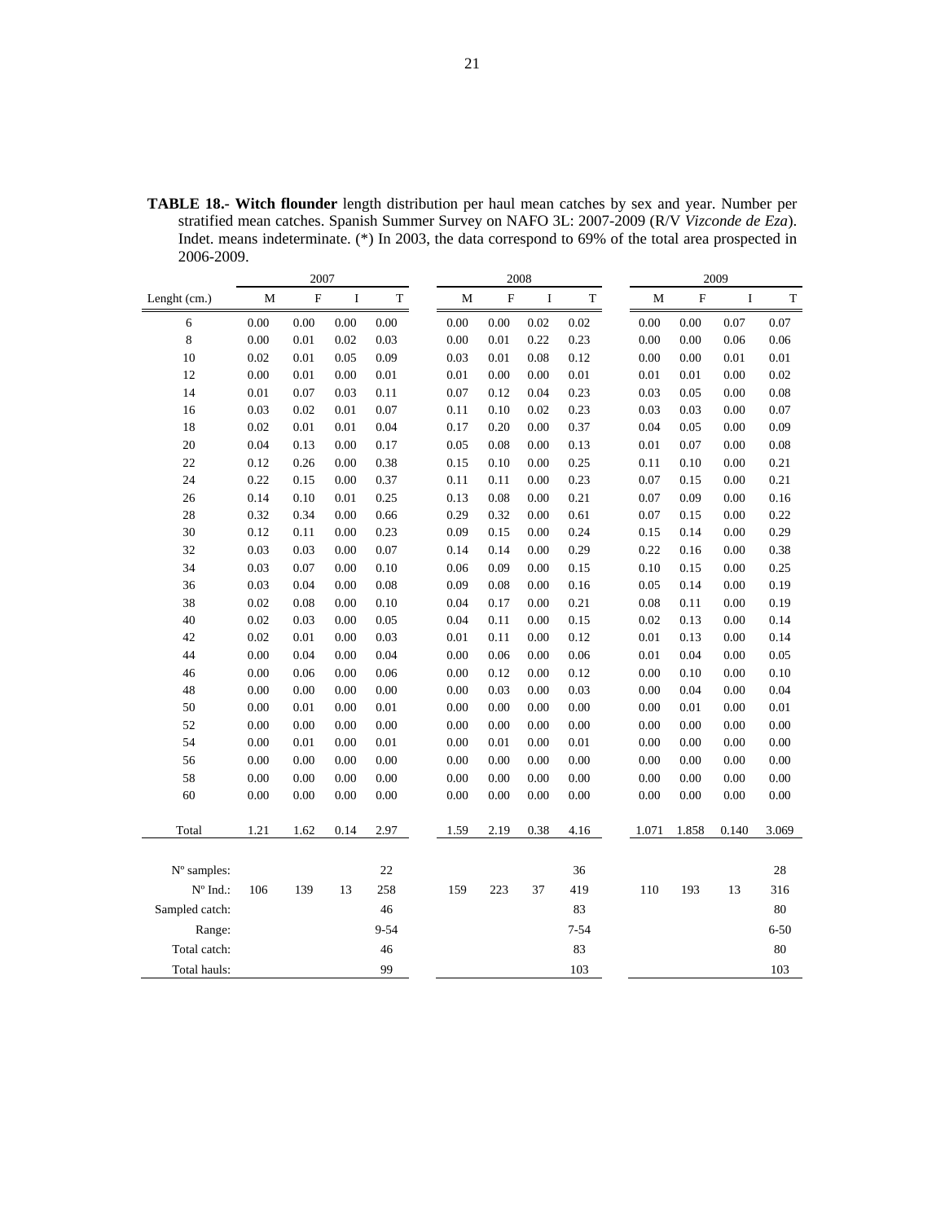**TABLE 18.- Witch flounder** length distribution per haul mean catches by sex and year. Number per stratified mean catches. Spanish Summer Survey on NAFO 3L: 2007-2009 (R/V *Vizconde de Eza*). Indet. means indeterminate. (*) In 2003, the data correspond to 69% of the total area prospected in 2006-2009.

| | 2007 | | | | 2008 | | | | 2009 | | | |
|---|---|---|---|---|---|---|---|---|---|---|---|---|
| Lenght (cm.) | M | F | I | T | M | F | I | T | M | F | I | T |
| 6 | 0.00 | 0.00 | 0.00 | 0.00 | 0.00 | 0.00 | 0.02 | 0.02 | 0.00 | 0.00 | 0.07 | 0.07 |
| 8 | 0.00 | 0.01 | 0.02 | 0.03 | 0.00 | 0.01 | 0.22 | 0.23 | 0.00 | 0.00 | 0.06 | 0.06 |
| 10 | 0.02 | 0.01 | 0.05 | 0.09 | 0.03 | 0.01 | 0.08 | 0.12 | 0.00 | 0.00 | 0.01 | 0.01 |
| 12 | 0.00 | 0.01 | 0.00 | 0.01 | 0.01 | 0.00 | 0.00 | 0.01 | 0.01 | 0.01 | 0.00 | 0.02 |
| 14 | 0.01 | 0.07 | 0.03 | 0.11 | 0.07 | 0.12 | 0.04 | 0.23 | 0.03 | 0.05 | 0.00 | 0.08 |
| 16 | 0.03 | 0.02 | 0.01 | 0.07 | 0.11 | 0.10 | 0.02 | 0.23 | 0.03 | 0.03 | 0.00 | 0.07 |
| 18 | 0.02 | 0.01 | 0.01 | 0.04 | 0.17 | 0.20 | 0.00 | 0.37 | 0.04 | 0.05 | 0.00 | 0.09 |
| 20 | 0.04 | 0.13 | 0.00 | 0.17 | 0.05 | 0.08 | 0.00 | 0.13 | 0.01 | 0.07 | 0.00 | 0.08 |
| 22 | 0.12 | 0.26 | 0.00 | 0.38 | 0.15 | 0.10 | 0.00 | 0.25 | 0.11 | 0.10 | 0.00 | 0.21 |
| 24 | 0.22 | 0.15 | 0.00 | 0.37 | 0.11 | 0.11 | 0.00 | 0.23 | 0.07 | 0.15 | 0.00 | 0.21 |
| 26 | 0.14 | 0.10 | 0.01 | 0.25 | 0.13 | 0.08 | 0.00 | 0.21 | 0.07 | 0.09 | 0.00 | 0.16 |
| 28 | 0.32 | 0.34 | 0.00 | 0.66 | 0.29 | 0.32 | 0.00 | 0.61 | 0.07 | 0.15 | 0.00 | 0.22 |
| 30 | 0.12 | 0.11 | 0.00 | 0.23 | 0.09 | 0.15 | 0.00 | 0.24 | 0.15 | 0.14 | 0.00 | 0.29 |
| 32 | 0.03 | 0.03 | 0.00 | 0.07 | 0.14 | 0.14 | 0.00 | 0.29 | 0.22 | 0.16 | 0.00 | 0.38 |
| 34 | 0.03 | 0.07 | 0.00 | 0.10 | 0.06 | 0.09 | 0.00 | 0.15 | 0.10 | 0.15 | 0.00 | 0.25 |
| 36 | 0.03 | 0.04 | 0.00 | 0.08 | 0.09 | 0.08 | 0.00 | 0.16 | 0.05 | 0.14 | 0.00 | 0.19 |
| 38 | 0.02 | 0.08 | 0.00 | 0.10 | 0.04 | 0.17 | 0.00 | 0.21 | 0.08 | 0.11 | 0.00 | 0.19 |
| 40 | 0.02 | 0.03 | 0.00 | 0.05 | 0.04 | 0.11 | 0.00 | 0.15 | 0.02 | 0.13 | 0.00 | 0.14 |
| 42 | 0.02 | 0.01 | 0.00 | 0.03 | 0.01 | 0.11 | 0.00 | 0.12 | 0.01 | 0.13 | 0.00 | 0.14 |
| 44 | 0.00 | 0.04 | 0.00 | 0.04 | 0.00 | 0.06 | 0.00 | 0.06 | 0.01 | 0.04 | 0.00 | 0.05 |
| 46 | 0.00 | 0.06 | 0.00 | 0.06 | 0.00 | 0.12 | 0.00 | 0.12 | 0.00 | 0.10 | 0.00 | 0.10 |
| 48 | 0.00 | 0.00 | 0.00 | 0.00 | 0.00 | 0.03 | 0.00 | 0.03 | 0.00 | 0.04 | 0.00 | 0.04 |
| 50 | 0.00 | 0.01 | 0.00 | 0.01 | 0.00 | 0.00 | 0.00 | 0.00 | 0.00 | 0.01 | 0.00 | 0.01 |
| 52 | 0.00 | 0.00 | 0.00 | 0.00 | 0.00 | 0.00 | 0.00 | 0.00 | 0.00 | 0.00 | 0.00 | 0.00 |
| 54 | 0.00 | 0.01 | 0.00 | 0.01 | 0.00 | 0.01 | 0.00 | 0.01 | 0.00 | 0.00 | 0.00 | 0.00 |
| 56 | 0.00 | 0.00 | 0.00 | 0.00 | 0.00 | 0.00 | 0.00 | 0.00 | 0.00 | 0.00 | 0.00 | 0.00 |
| 58 | 0.00 | 0.00 | 0.00 | 0.00 | 0.00 | 0.00 | 0.00 | 0.00 | 0.00 | 0.00 | 0.00 | 0.00 |
| 60 | 0.00 | 0.00 | 0.00 | 0.00 | 0.00 | 0.00 | 0.00 | 0.00 | 0.00 | 0.00 | 0.00 | 0.00 |
| Total | 1.21 | 1.62 | 0.14 | 2.97 | 1.59 | 2.19 | 0.38 | 4.16 | 1.071 | 1.858 | 0.140 | 3.069 |
| Nº samples: | | | | 22 | | | | 36 | | | | 28 |
| Nº Ind.: | 106 | 139 | 13 | 258 | 159 | 223 | 37 | 419 | 110 | 193 | 13 | 316 |
| Sampled catch: | | | | 46 | | | | 83 | | | | 80 |
| Range: | | | | 9-54 | | | | 7-54 | | | | 6-50 |
| Total catch: | | | | 46 | | | | 83 | | | | 80 |
| Total hauls: | | | | 99 | | | | 103 | | | | 103 |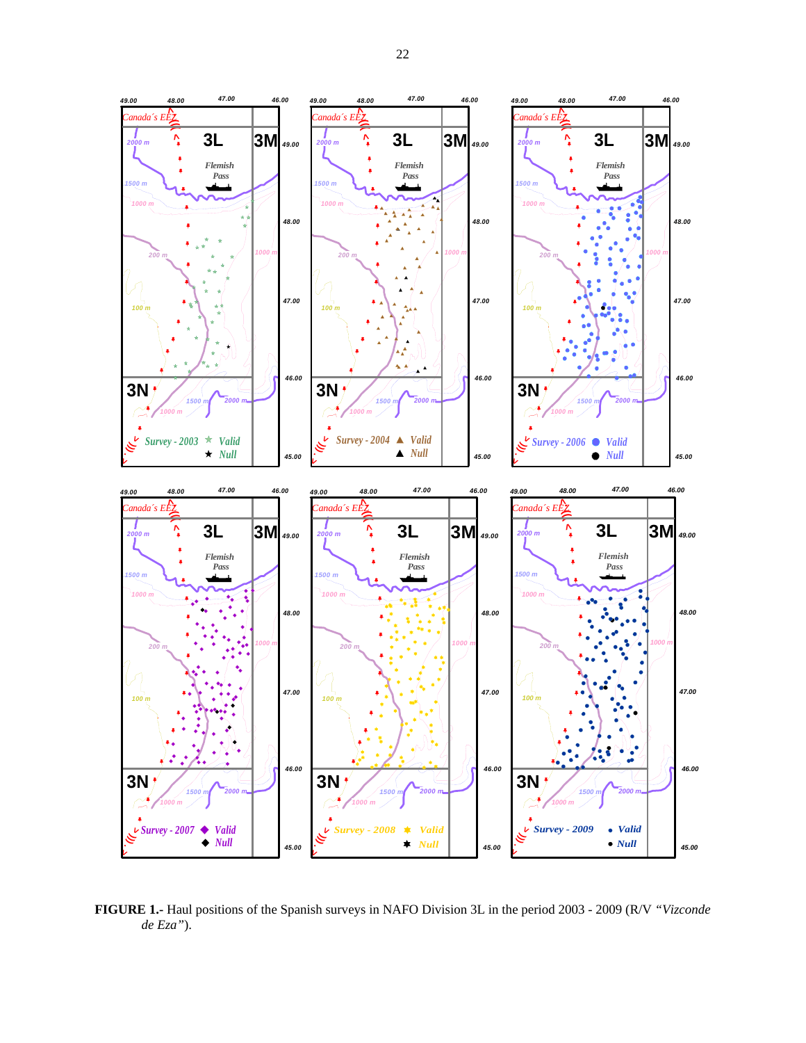**FIGURE 1.-** Haul positions of the Spanish surveys in NAFO Division 3L in the period 2003 - 2009 (R/V *“Vizconde de Eza”*).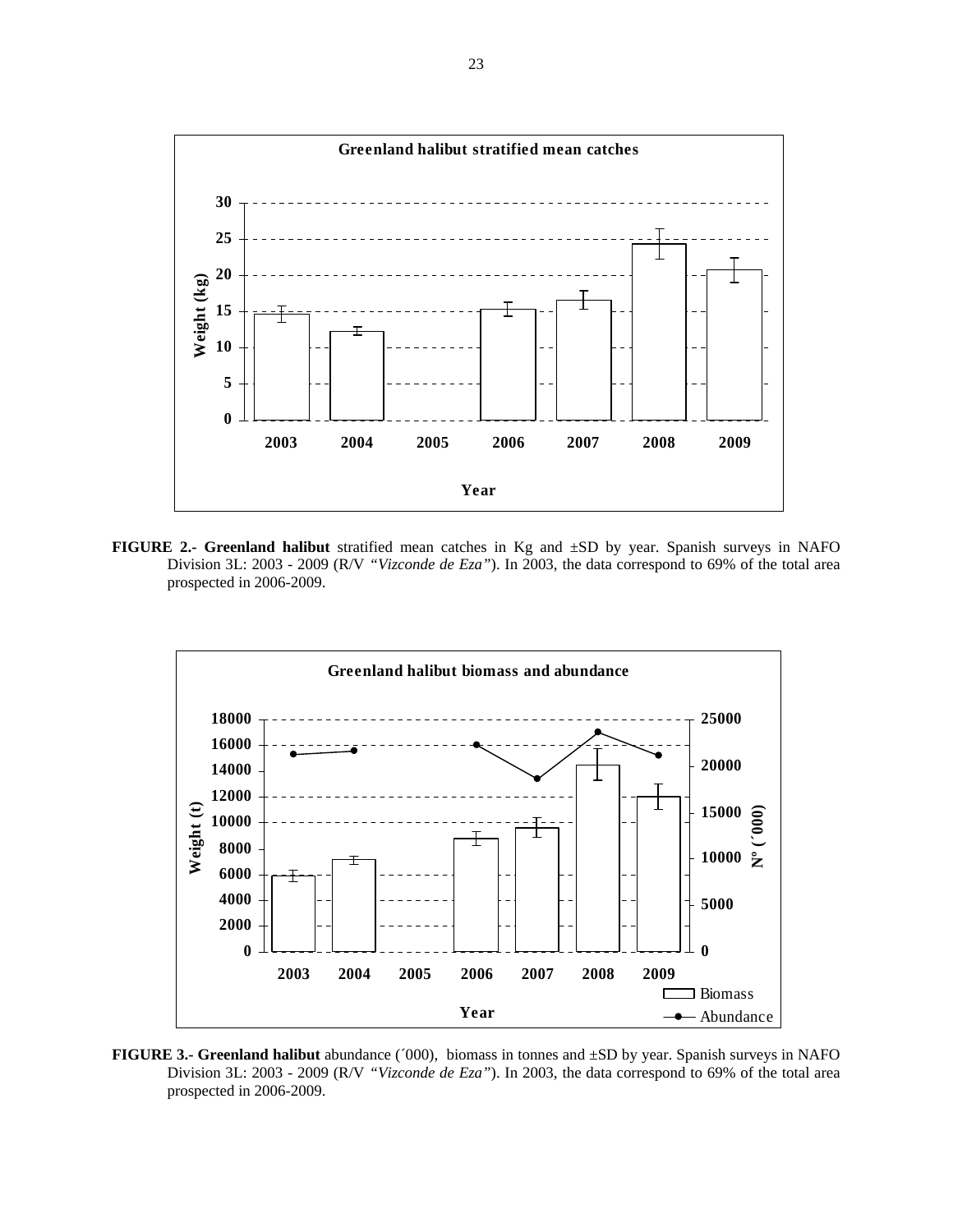**Greenland halibut stratified mean catches**

**FIGURE 2.- Greenland halibut** stratified mean catches in Kg and ±SD by year. Spanish surveys in NAFO Division 3L: 2003 - 2009 (R/V *"Vizconde de Eza"*). In 2003, the data correspond to 69% of the total area prospected in 2006-2009.

**Greenland halibut biomass and abundance**

**FIGURE 3.- Greenland halibut** abundance (´000), biomass in tonnes and ±SD by year. Spanish surveys in NAFO Division 3L: 2003 - 2009 (R/V *"Vizconde de Eza"*). In 2003, the data correspond to 69% of the total area prospected in 2006-2009.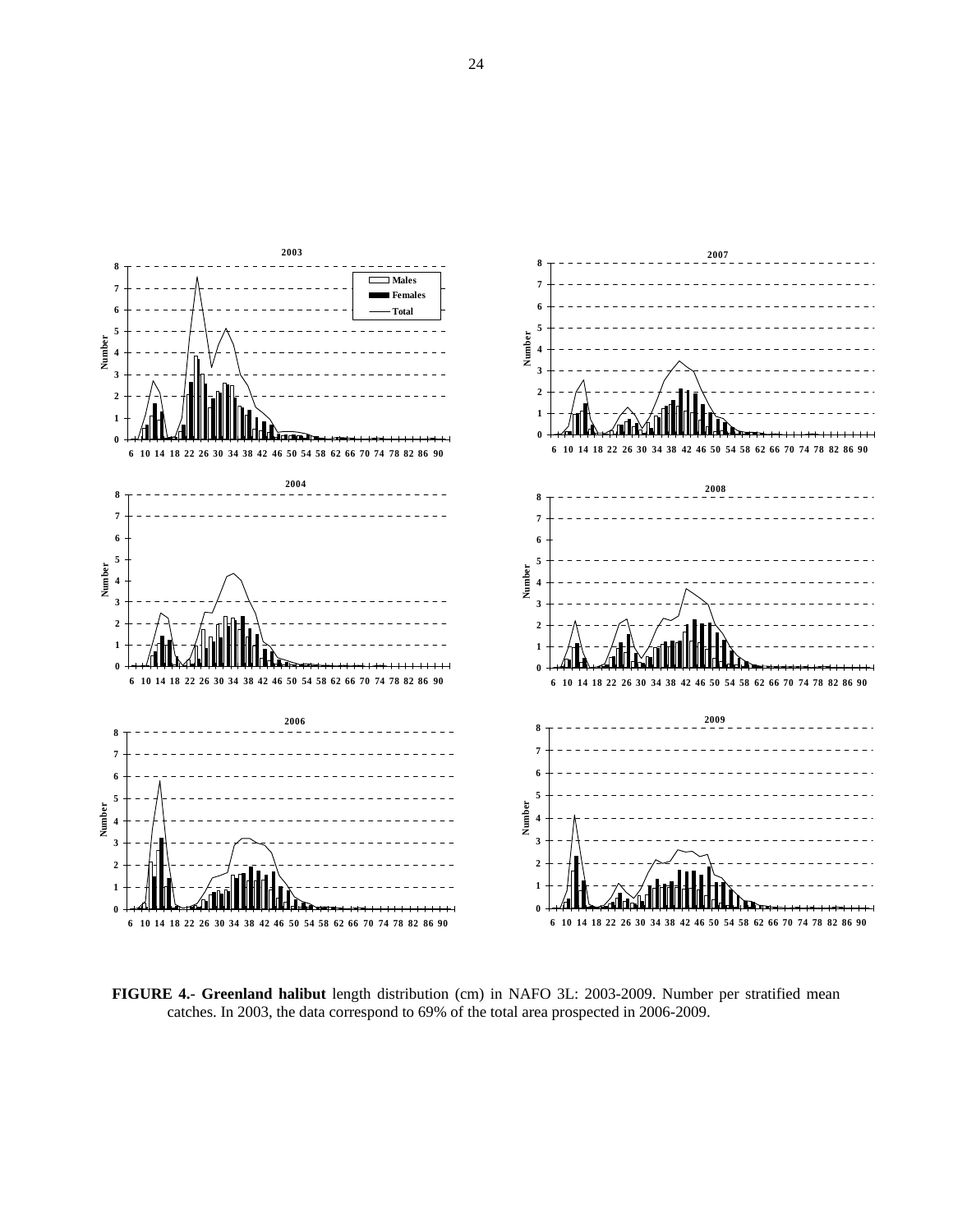**FIGURE 4.- Greenland halibut** length distribution (cm) in NAFO 3L: 2003-2009. Number per stratified mean catches. In 2003, the data correspond to 69% of the total area prospected in 2006-2009.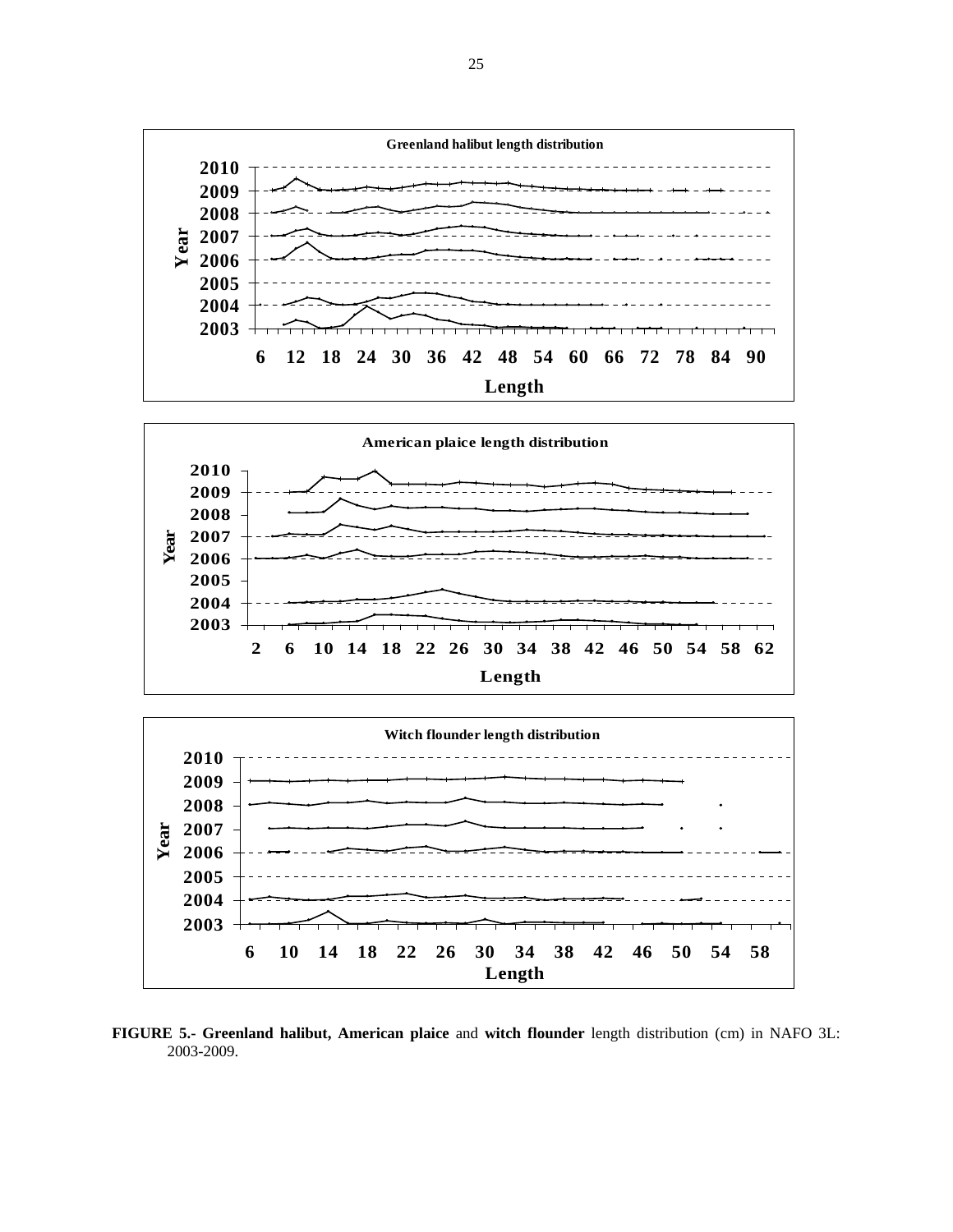**FIGURE 5.- Greenland halibut, American plaice** and **witch flounder** length distribution (cm) in NAFO 3L: 2003-2009.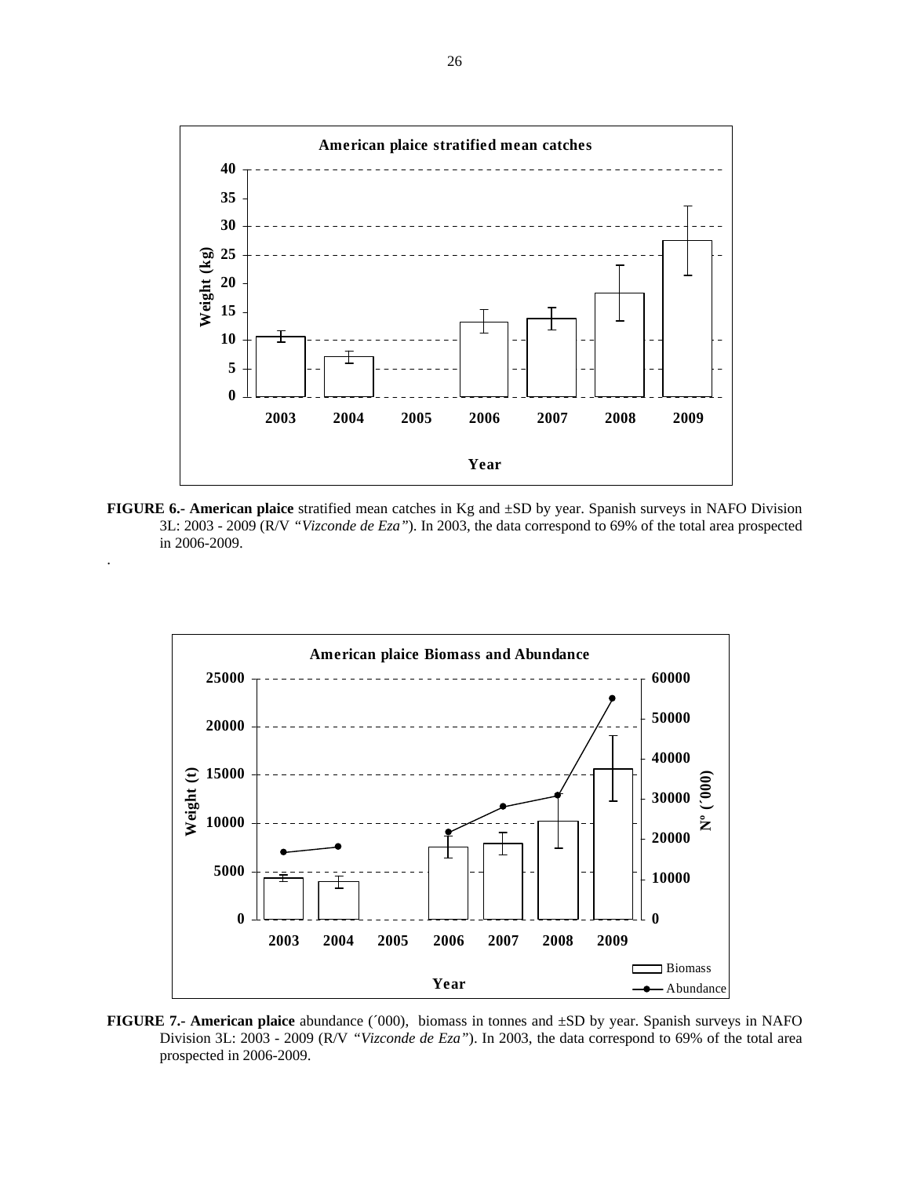**FIGURE 6.- American plaice** stratified mean catches in Kg and ±SD by year. Spanish surveys in NAFO Division 3L: 2003 - 2009 (R/V *"Vizconde de Eza"*). In 2003, the data correspond to 69% of the total area prospected in 2006-2009.

**FIGURE 7.- American plaice** abundance (´000), biomass in tonnes and ±SD by year. Spanish surveys in NAFO Division 3L: 2003 - 2009 (R/V *"Vizconde de Eza"*). In 2003, the data correspond to 69% of the total area prospected in 2006-2009.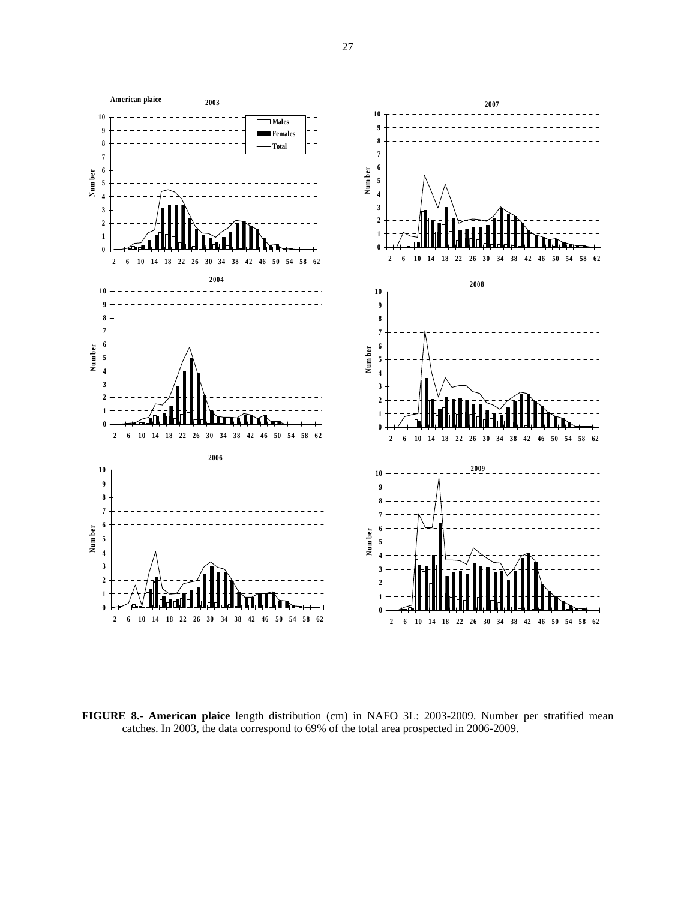**FIGURE 8.- American plaice** length distribution (cm) in NAFO 3L: 2003-2009. Number per stratified mean catches. In 2003, the data correspond to 69% of the total area prospected in 2006-2009.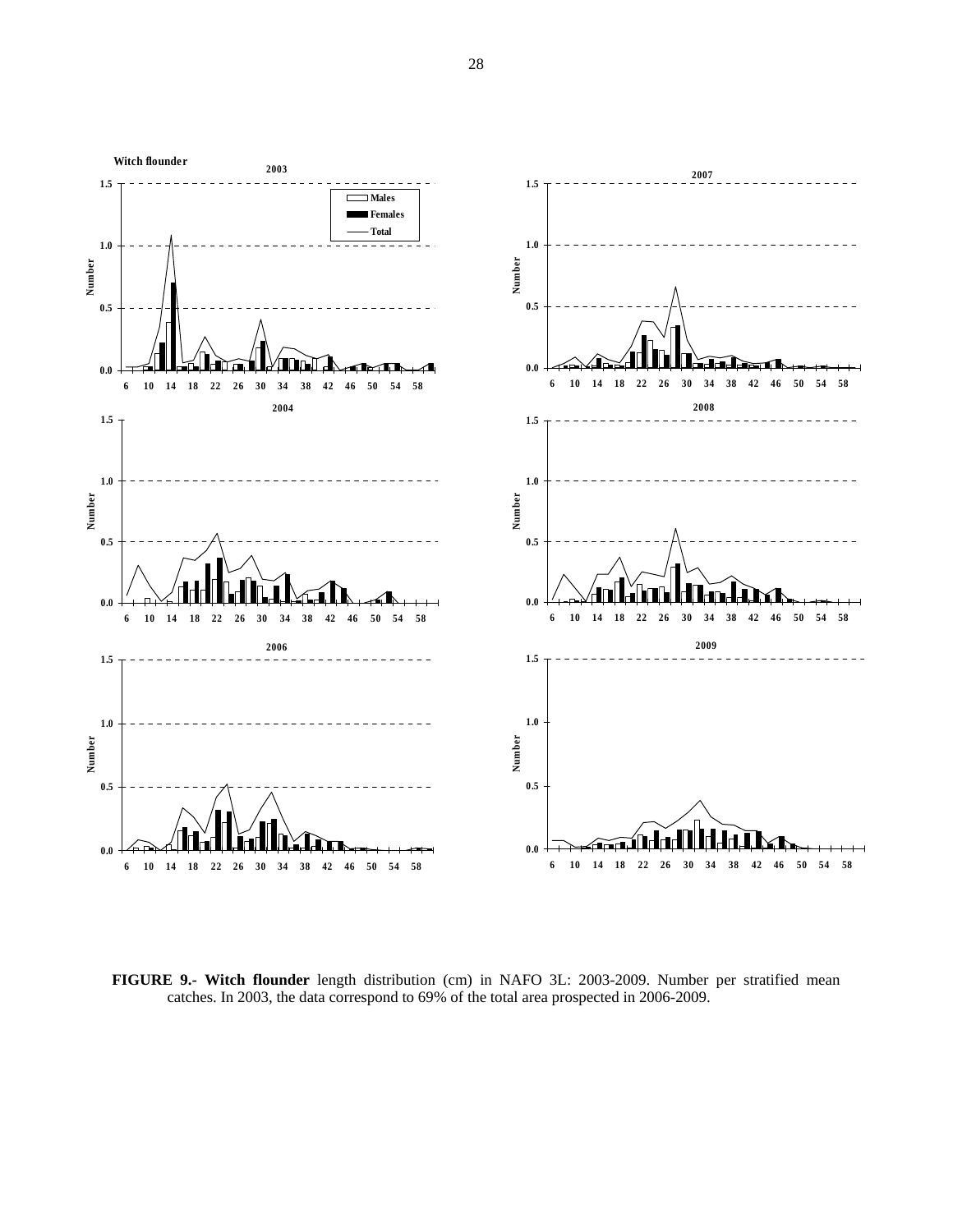**FIGURE 9.- Witch flounder** length distribution (cm) in NAFO 3L: 2003-2009. Number per stratified mean catches. In 2003, the data correspond to 69% of the total area prospected in 2006-2009.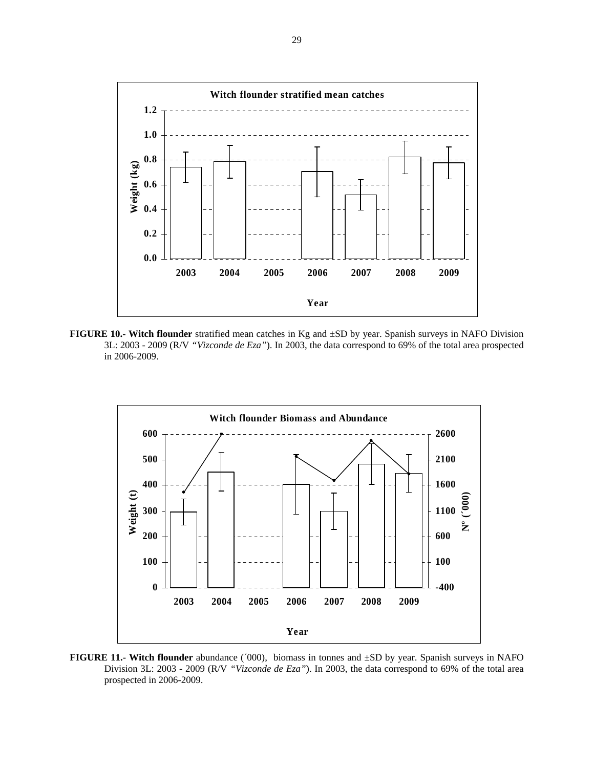Witch flounder stratified mean catches

Weight (kg)

1.2
1.0
0.8
0.6
0.4
0.2
0.0

2003 2004 2005 2006 2007 2008 2009

Year

**FIGURE 10.- Witch flounder** stratified mean catches in Kg and ±SD by year. Spanish surveys in NAFO Division 3L: 2003 - 2009 (R/V *"Vizconde de Eza"*). In 2003, the data correspond to 69% of the total area prospected in 2006-2009.

Witch flounder Biomass and Abundance

Weight (t)

600
500
400
300
200
100
0

Nº (´000)

2600
2100
1600
1100
600
100
-400

2003 2004 2005 2006 2007 2008 2009

Year

**FIGURE 11.- Witch flounder** abundance (´000), biomass in tonnes and ±SD by year. Spanish surveys in NAFO Division 3L: 2003 - 2009 (R/V *"Vizconde de Eza"*). In 2003, the data correspond to 69% of the total area prospected in 2006-2009.